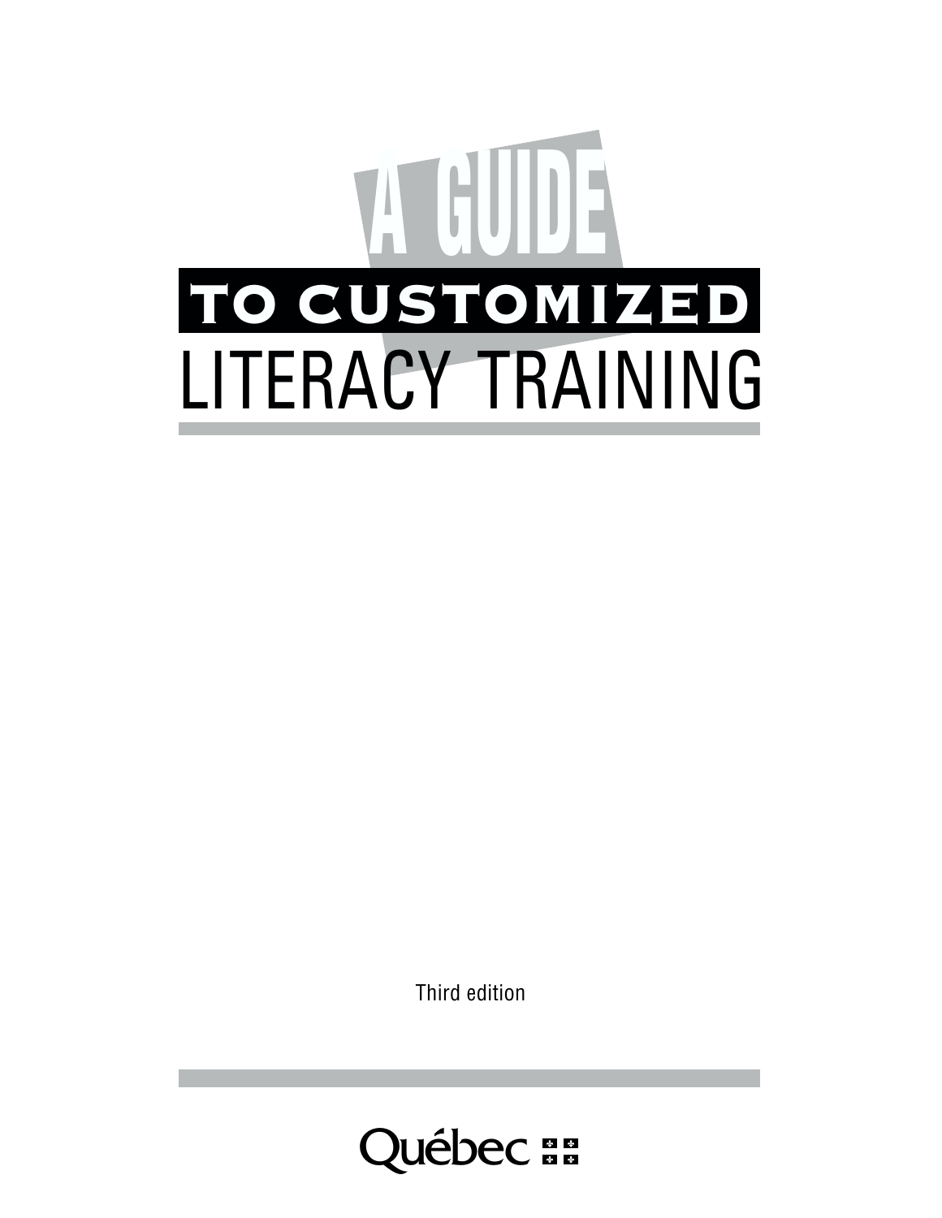# A GUIDE TO CUSTOMIZED LITERACY TRAINING

Third edition

Québec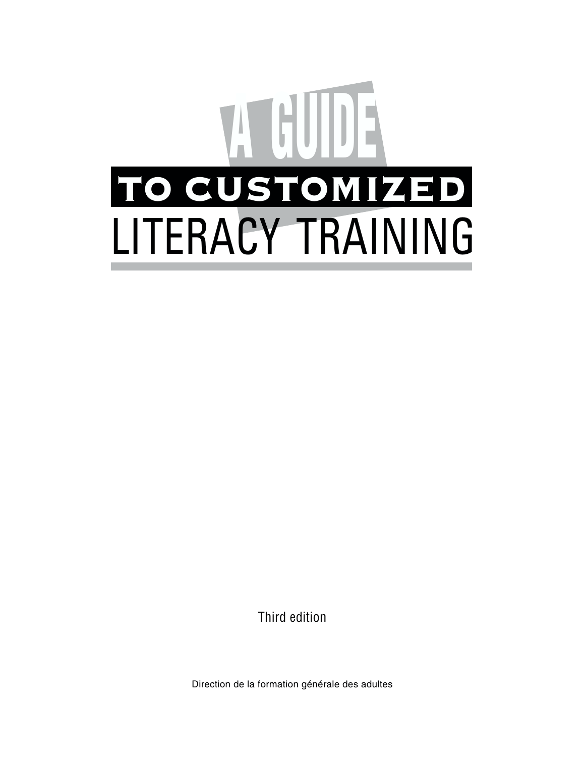# A GUIDE TO CUSTOMIZED LITERACY TRAINING

Third edition

Direction de la formation générale des adultes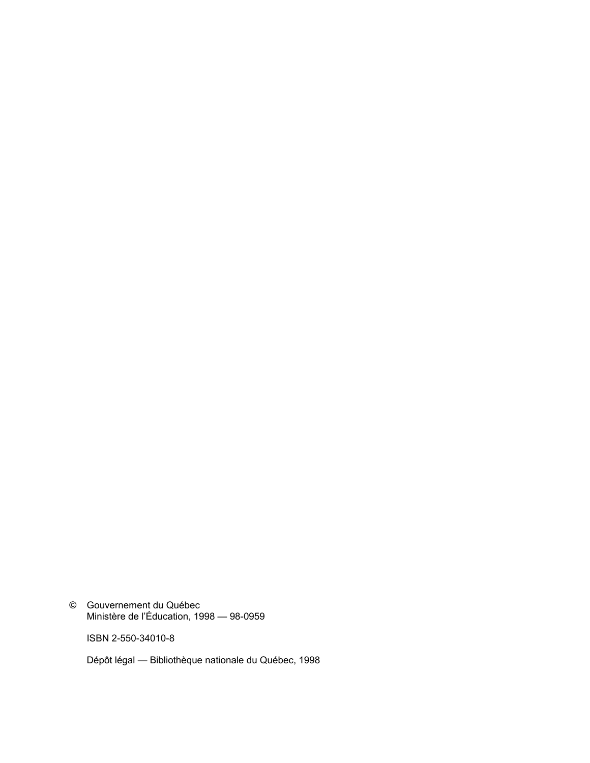© Gouvernement du Québec
Ministère de l'Éducation, 1998 — 98-0959

ISBN 2-550-34010-8

Dépôt légal — Bibliothèque nationale du Québec, 1998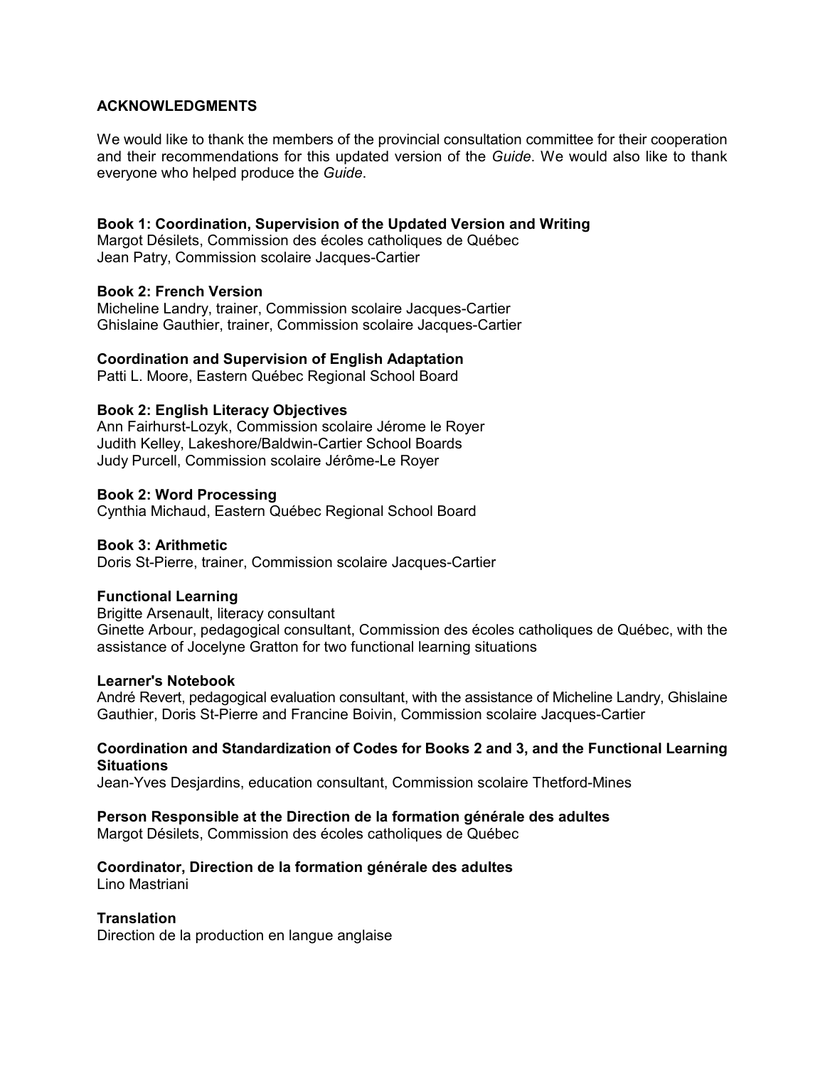## ACKNOWLEDGMENTS

We would like to thank the members of the provincial consultation committee for their cooperation and their recommendations for this updated version of the *Guide*. We would also like to thank everyone who helped produce the *Guide*.

**Book 1: Coordination, Supervision of the Updated Version and Writing**
Margot Désilets, Commission des écoles catholiques de Québec
Jean Patry, Commission scolaire Jacques-Cartier

**Book 2: French Version**
Micheline Landry, trainer, Commission scolaire Jacques-Cartier
Ghislaine Gauthier, trainer, Commission scolaire Jacques-Cartier

**Coordination and Supervision of English Adaptation**
Patti L. Moore, Eastern Québec Regional School Board

**Book 2: English Literacy Objectives**
Ann Fairhurst-Lozyk, Commission scolaire Jérome le Royer
Judith Kelley, Lakeshore/Baldwin-Cartier School Boards
Judy Purcell, Commission scolaire Jérôme-Le Royer

**Book 2: Word Processing**
Cynthia Michaud, Eastern Québec Regional School Board

**Book 3: Arithmetic**
Doris St-Pierre, trainer, Commission scolaire Jacques-Cartier

**Functional Learning**
Brigitte Arsenault, literacy consultant
Ginette Arbour, pedagogical consultant, Commission des écoles catholiques de Québec, with the assistance of Jocelyne Gratton for two functional learning situations

**Learner's Notebook**
André Revert, pedagogical evaluation consultant, with the assistance of Micheline Landry, Ghislaine Gauthier, Doris St-Pierre and Francine Boivin, Commission scolaire Jacques-Cartier

**Coordination and Standardization of Codes for Books 2 and 3, and the Functional Learning Situations**
Jean-Yves Desjardins, education consultant, Commission scolaire Thetford-Mines

**Person Responsible at the Direction de la formation générale des adultes**
Margot Désilets, Commission des écoles catholiques de Québec

**Coordinator, Direction de la formation générale des adultes**
Lino Mastriani

**Translation**
Direction de la production en langue anglaise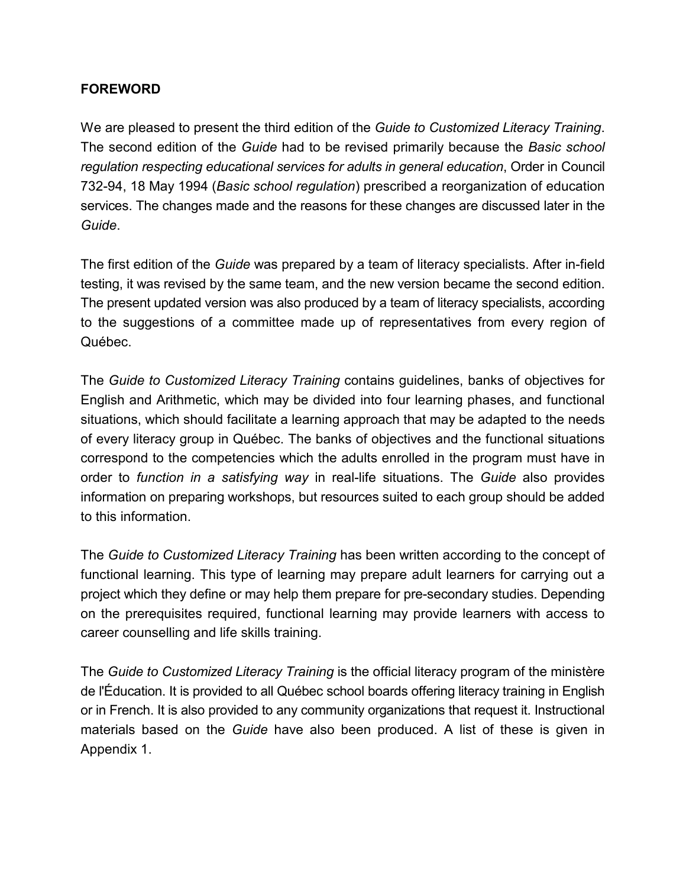## FOREWORD

We are pleased to present the third edition of the *Guide to Customized Literacy Training*. The second edition of the *Guide* had to be revised primarily because the *Basic school regulation respecting educational services for adults in general education*, Order in Council 732-94, 18 May 1994 (*Basic school regulation*) prescribed a reorganization of education services. The changes made and the reasons for these changes are discussed later in the *Guide*.

The first edition of the *Guide* was prepared by a team of literacy specialists. After in-field testing, it was revised by the same team, and the new version became the second edition. The present updated version was also produced by a team of literacy specialists, according to the suggestions of a committee made up of representatives from every region of Québec.

The *Guide to Customized Literacy Training* contains guidelines, banks of objectives for English and Arithmetic, which may be divided into four learning phases, and functional situations, which should facilitate a learning approach that may be adapted to the needs of every literacy group in Québec. The banks of objectives and the functional situations correspond to the competencies which the adults enrolled in the program must have in order to *function in a satisfying way* in real-life situations. The *Guide* also provides information on preparing workshops, but resources suited to each group should be added to this information.

The *Guide to Customized Literacy Training* has been written according to the concept of functional learning. This type of learning may prepare adult learners for carrying out a project which they define or may help them prepare for pre-secondary studies. Depending on the prerequisites required, functional learning may provide learners with access to career counselling and life skills training.

The *Guide to Customized Literacy Training* is the official literacy program of the ministère de l'Éducation. It is provided to all Québec school boards offering literacy training in English or in French. It is also provided to any community organizations that request it. Instructional materials based on the *Guide* have also been produced. A list of these is given in Appendix 1.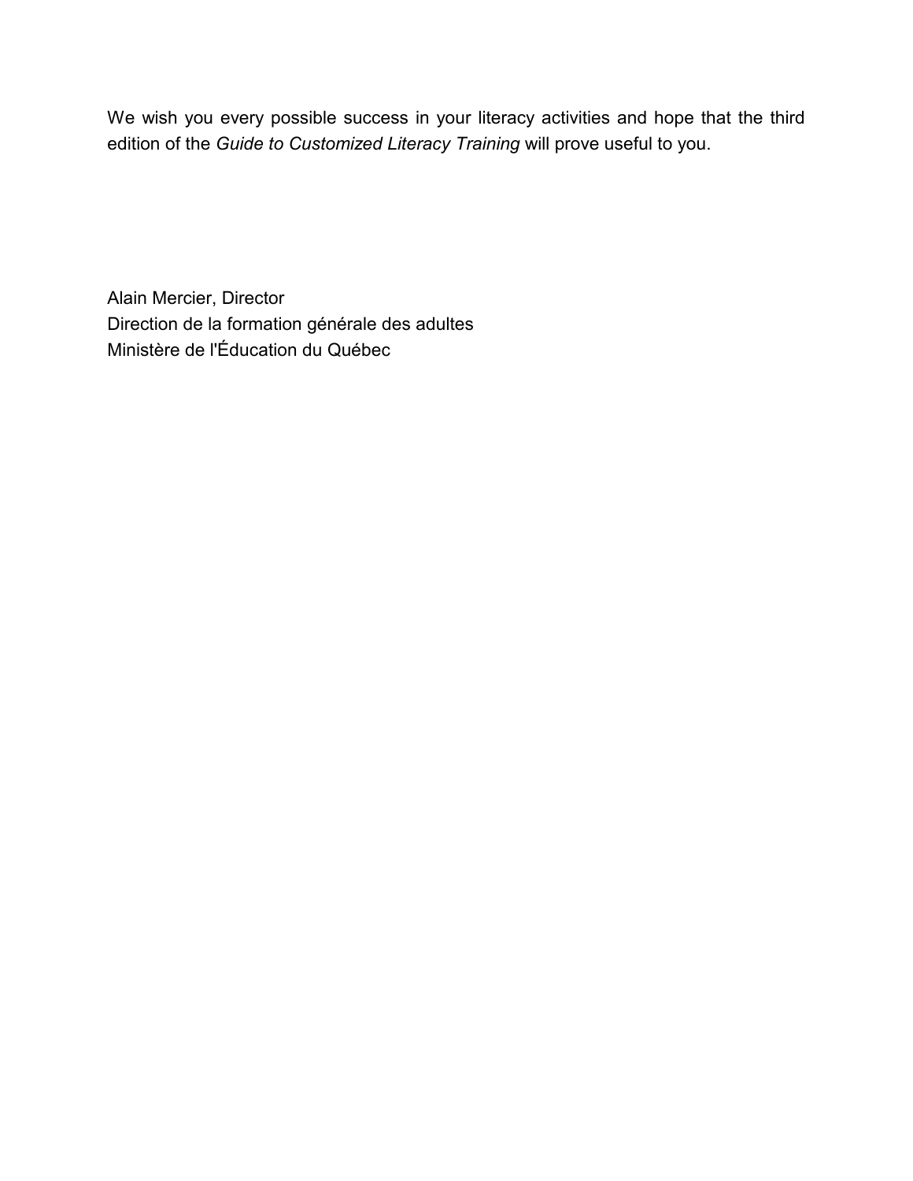We wish you every possible success in your literacy activities and hope that the third edition of the *Guide to Customized Literacy Training* will prove useful to you.

Alain Mercier, Director
Direction de la formation générale des adultes
Ministère de l'Éducation du Québec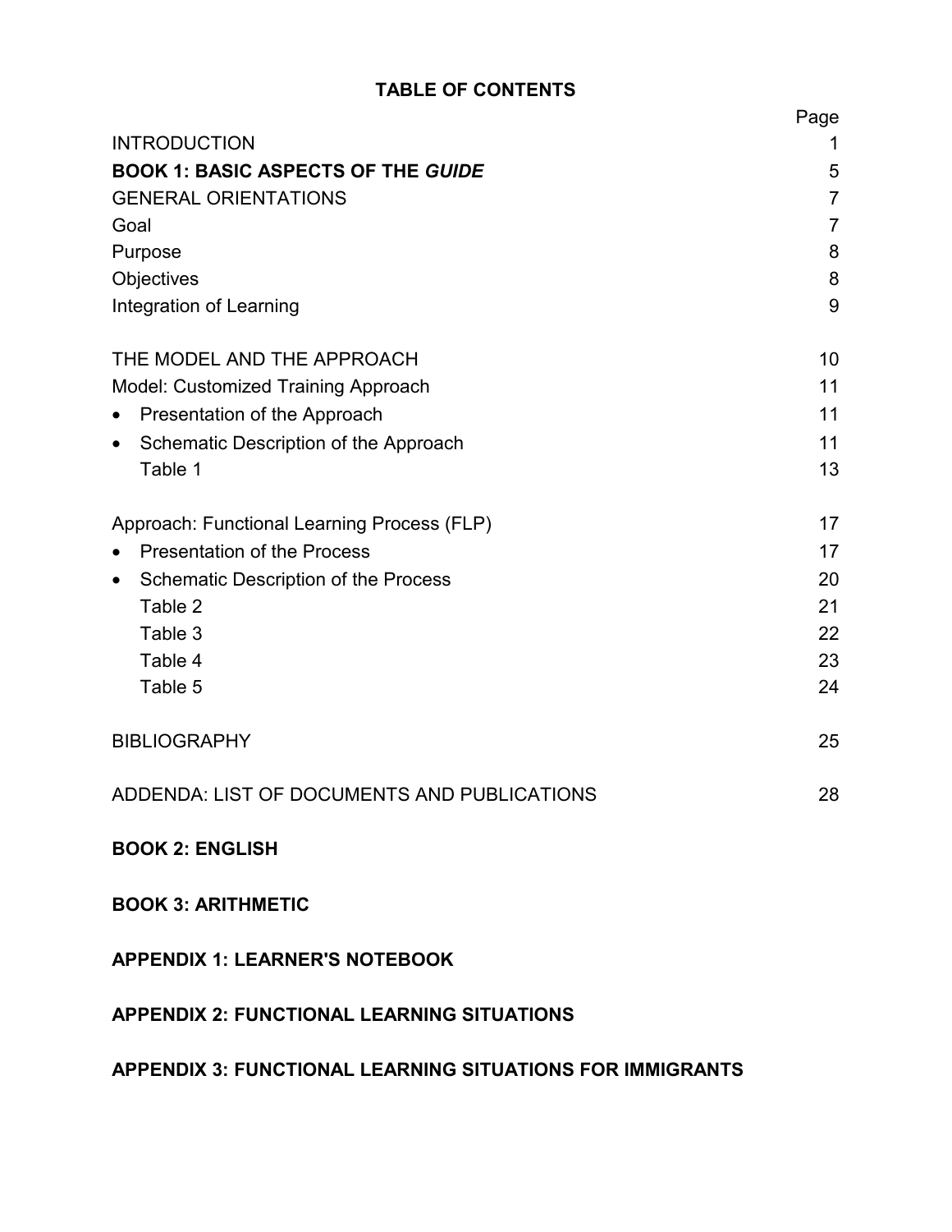# TABLE OF CONTENTS

| | Page |
|---|---|
| INTRODUCTION | 1 |
| **BOOK 1: BASIC ASPECTS OF THE *GUIDE*** | 5 |
| GENERAL ORIENTATIONS | 7 |
| Goal | 7 |
| Purpose | 8 |
| Objectives | 8 |
| Integration of Learning | 9 |
| THE MODEL AND THE APPROACH | 10 |
| Model: Customized Training Approach | 11 |
| • Presentation of the Approach | 11 |
| • Schematic Description of the Approach | 11 |
| Table 1 | 13 |
| Approach: Functional Learning Process (FLP) | 17 |
| • Presentation of the Process | 17 |
| • Schematic Description of the Process | 20 |
| Table 2 | 21 |
| Table 3 | 22 |
| Table 4 | 23 |
| Table 5 | 24 |
| BIBLIOGRAPHY | 25 |
| ADDENDA: LIST OF DOCUMENTS AND PUBLICATIONS | 28 |

**BOOK 2: ENGLISH**

**BOOK 3: ARITHMETIC**

**APPENDIX 1: LEARNER'S NOTEBOOK**

**APPENDIX 2: FUNCTIONAL LEARNING SITUATIONS**

**APPENDIX 3: FUNCTIONAL LEARNING SITUATIONS FOR IMMIGRANTS**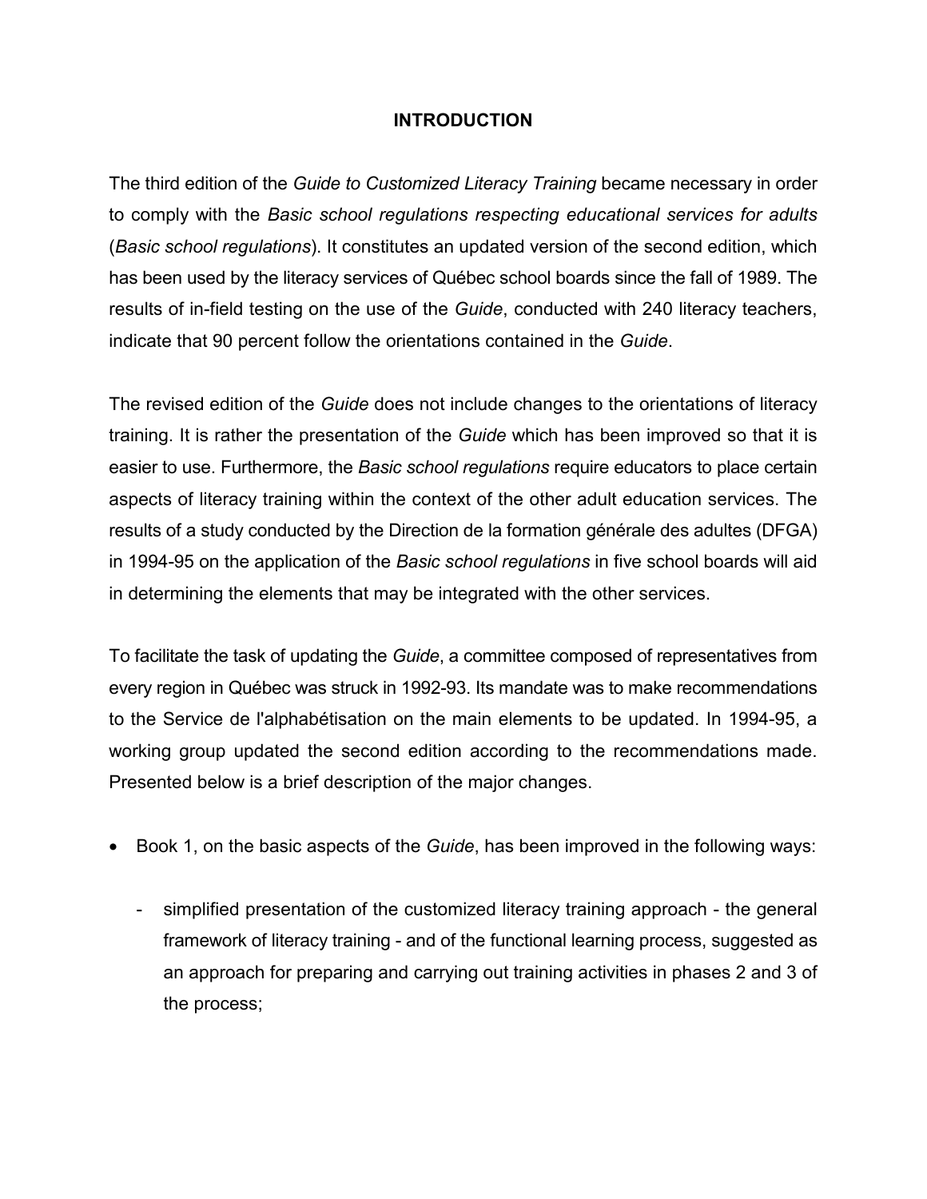## INTRODUCTION

The third edition of the *Guide to Customized Literacy Training* became necessary in order to comply with the *Basic school regulations respecting educational services for adults* (*Basic school regulations*). It constitutes an updated version of the second edition, which has been used by the literacy services of Québec school boards since the fall of 1989. The results of in-field testing on the use of the *Guide*, conducted with 240 literacy teachers, indicate that 90 percent follow the orientations contained in the *Guide*.

The revised edition of the *Guide* does not include changes to the orientations of literacy training. It is rather the presentation of the *Guide* which has been improved so that it is easier to use. Furthermore, the *Basic school regulations* require educators to place certain aspects of literacy training within the context of the other adult education services. The results of a study conducted by the Direction de la formation générale des adultes (DFGA) in 1994-95 on the application of the *Basic school regulations* in five school boards will aid in determining the elements that may be integrated with the other services.

To facilitate the task of updating the *Guide*, a committee composed of representatives from every region in Québec was struck in 1992-93. Its mandate was to make recommendations to the Service de l'alphabétisation on the main elements to be updated. In 1994-95, a working group updated the second edition according to the recommendations made. Presented below is a brief description of the major changes.

- Book 1, on the basic aspects of the *Guide*, has been improved in the following ways:
  - simplified presentation of the customized literacy training approach - the general framework of literacy training - and of the functional learning process, suggested as an approach for preparing and carrying out training activities in phases 2 and 3 of the process;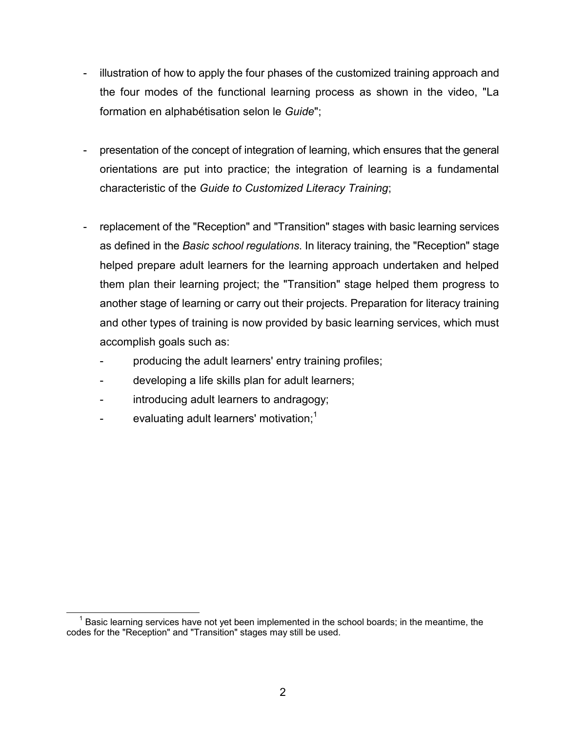- illustration of how to apply the four phases of the customized training approach and the four modes of the functional learning process as shown in the video, "La formation en alphabétisation selon le *Guide*";

- presentation of the concept of integration of learning, which ensures that the general orientations are put into practice; the integration of learning is a fundamental characteristic of the *Guide to Customized Literacy Training*;

- replacement of the "Reception" and "Transition" stages with basic learning services as defined in the *Basic school regulations*. In literacy training, the "Reception" stage helped prepare adult learners for the learning approach undertaken and helped them plan their learning project; the "Transition" stage helped them progress to another stage of learning or carry out their projects. Preparation for literacy training and other types of training is now provided by basic learning services, which must accomplish goals such as:
  - producing the adult learners' entry training profiles;
  - developing a life skills plan for adult learners;
  - introducing adult learners to andragogy;
  - evaluating adult learners' motivation;[1]

[1] Basic learning services have not yet been implemented in the school boards; in the meantime, the codes for the "Reception" and "Transition" stages may still be used.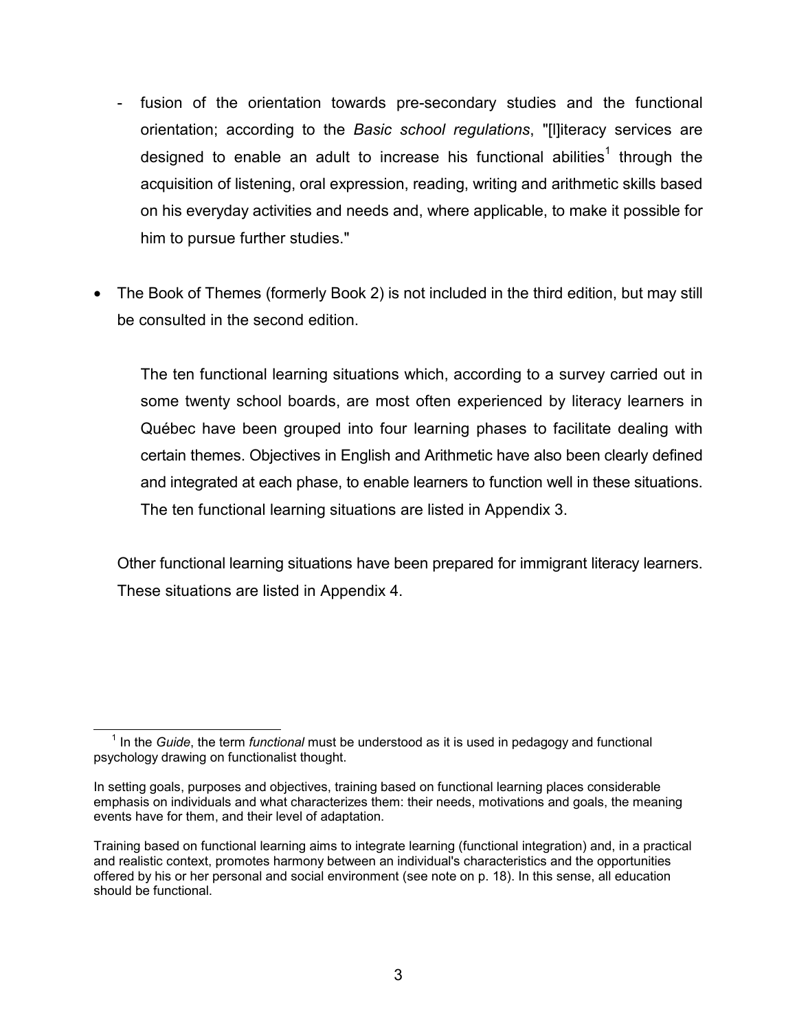- fusion of the orientation towards pre-secondary studies and the functional orientation; according to the *Basic school regulations*, "[l]iteracy services are designed to enable an adult to increase his functional abilities[1] through the acquisition of listening, oral expression, reading, writing and arithmetic skills based on his everyday activities and needs and, where applicable, to make it possible for him to pursue further studies."

- The Book of Themes (formerly Book 2) is not included in the third edition, but may still be consulted in the second edition.

  The ten functional learning situations which, according to a survey carried out in some twenty school boards, are most often experienced by literacy learners in Québec have been grouped into four learning phases to facilitate dealing with certain themes. Objectives in English and Arithmetic have also been clearly defined and integrated at each phase, to enable learners to function well in these situations. The ten functional learning situations are listed in Appendix 3.

  Other functional learning situations have been prepared for immigrant literacy learners. These situations are listed in Appendix 4.

---

[1] In the *Guide*, the term *functional* must be understood as it is used in pedagogy and functional psychology drawing on functionalist thought.

In setting goals, purposes and objectives, training based on functional learning places considerable emphasis on individuals and what characterizes them: their needs, motivations and goals, the meaning events have for them, and their level of adaptation.

Training based on functional learning aims to integrate learning (functional integration) and, in a practical and realistic context, promotes harmony between an individual's characteristics and the opportunities offered by his or her personal and social environment (see note on p. 18). In this sense, all education should be functional.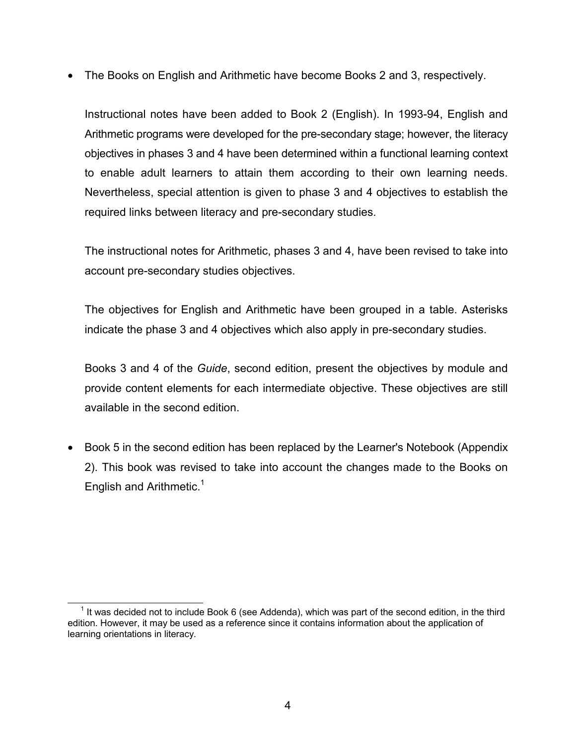- The Books on English and Arithmetic have become Books 2 and 3, respectively.

  Instructional notes have been added to Book 2 (English). In 1993-94, English and Arithmetic programs were developed for the pre-secondary stage; however, the literacy objectives in phases 3 and 4 have been determined within a functional learning context to enable adult learners to attain them according to their own learning needs. Nevertheless, special attention is given to phase 3 and 4 objectives to establish the required links between literacy and pre-secondary studies.

  The instructional notes for Arithmetic, phases 3 and 4, have been revised to take into account pre-secondary studies objectives.

  The objectives for English and Arithmetic have been grouped in a table. Asterisks indicate the phase 3 and 4 objectives which also apply in pre-secondary studies.

  Books 3 and 4 of the *Guide*, second edition, present the objectives by module and provide content elements for each intermediate objective. These objectives are still available in the second edition.

- Book 5 in the second edition has been replaced by the Learner's Notebook (Appendix 2). This book was revised to take into account the changes made to the Books on English and Arithmetic.[1]

---

[1] It was decided not to include Book 6 (see Addenda), which was part of the second edition, in the third edition. However, it may be used as a reference since it contains information about the application of learning orientations in literacy.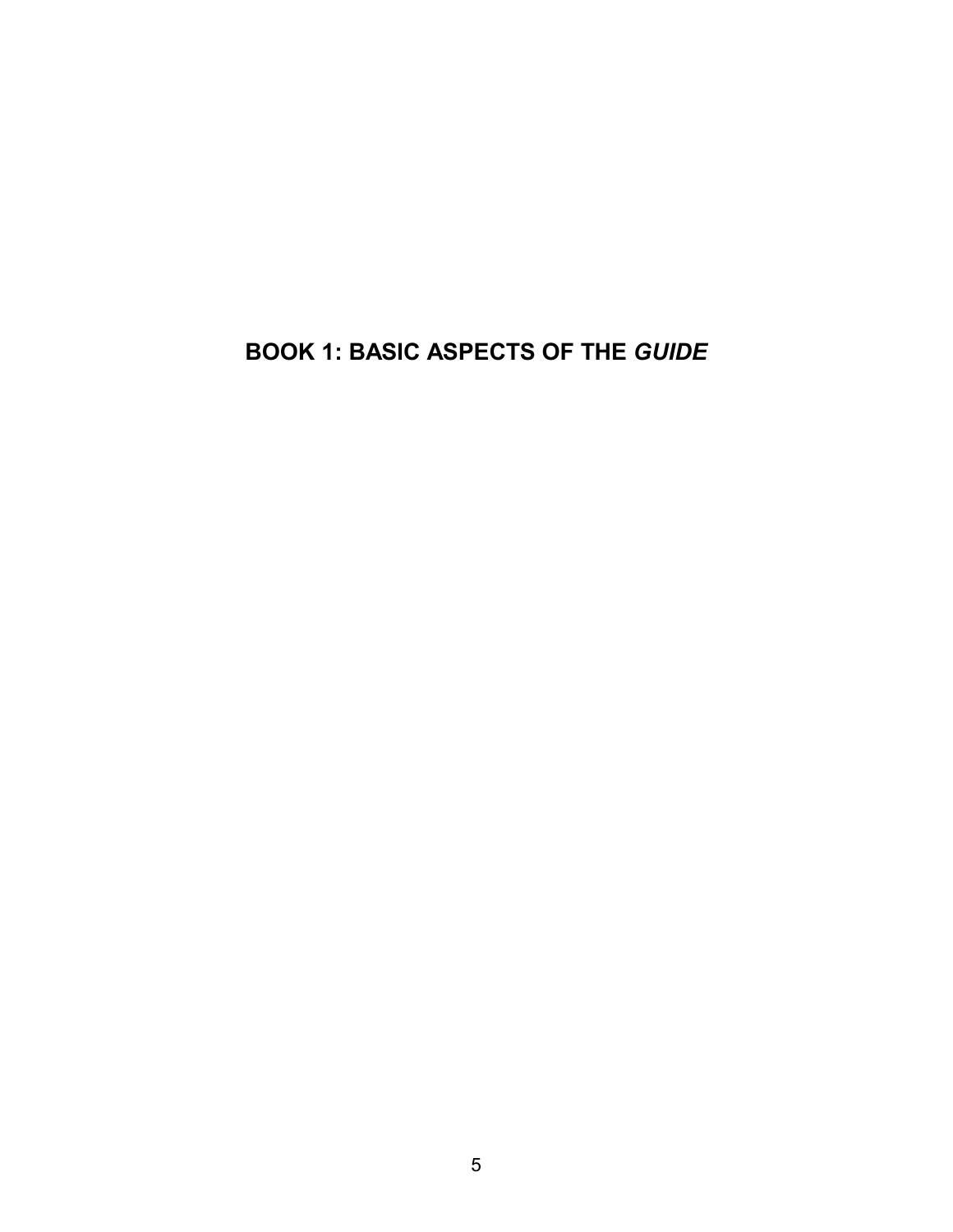# BOOK 1: BASIC ASPECTS OF THE *GUIDE*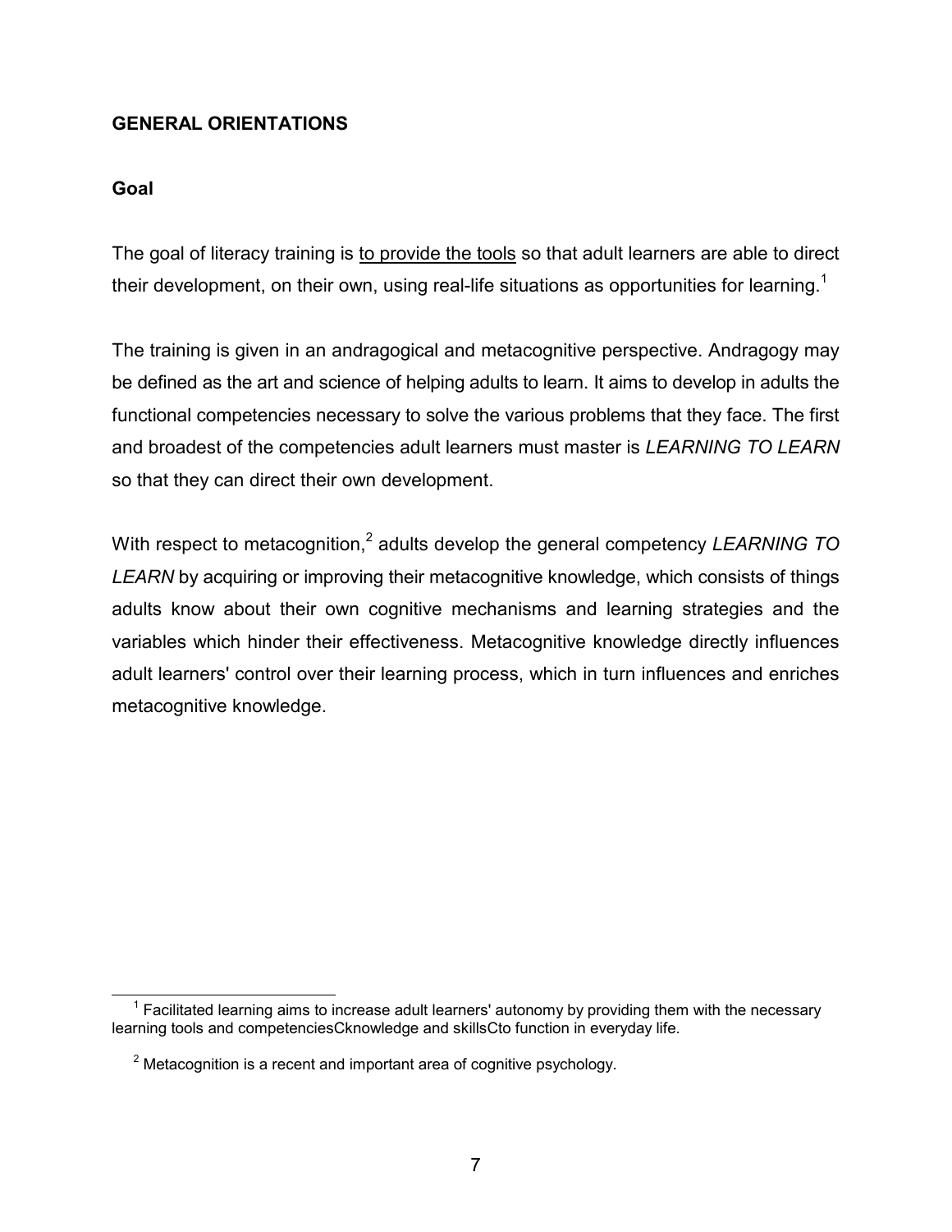## GENERAL ORIENTATIONS

### Goal

The goal of literacy training is <u>to provide the tools</u> so that adult learners are able to direct their development, on their own, using real-life situations as opportunities for learning.[1]

The training is given in an andragogical and metacognitive perspective. Andragogy may be defined as the art and science of helping adults to learn. It aims to develop in adults the functional competencies necessary to solve the various problems that they face. The first and broadest of the competencies adult learners must master is *LEARNING TO LEARN* so that they can direct their own development.

With respect to metacognition,[2] adults develop the general competency *LEARNING TO LEARN* by acquiring or improving their metacognitive knowledge, which consists of things adults know about their own cognitive mechanisms and learning strategies and the variables which hinder their effectiveness. Metacognitive knowledge directly influences adult learners' control over their learning process, which in turn influences and enriches metacognitive knowledge.

---

[1] Facilitated learning aims to increase adult learners' autonomy by providing them with the necessary learning tools and competenciesCknowledge and skillsCto function in everyday life.

[2] Metacognition is a recent and important area of cognitive psychology.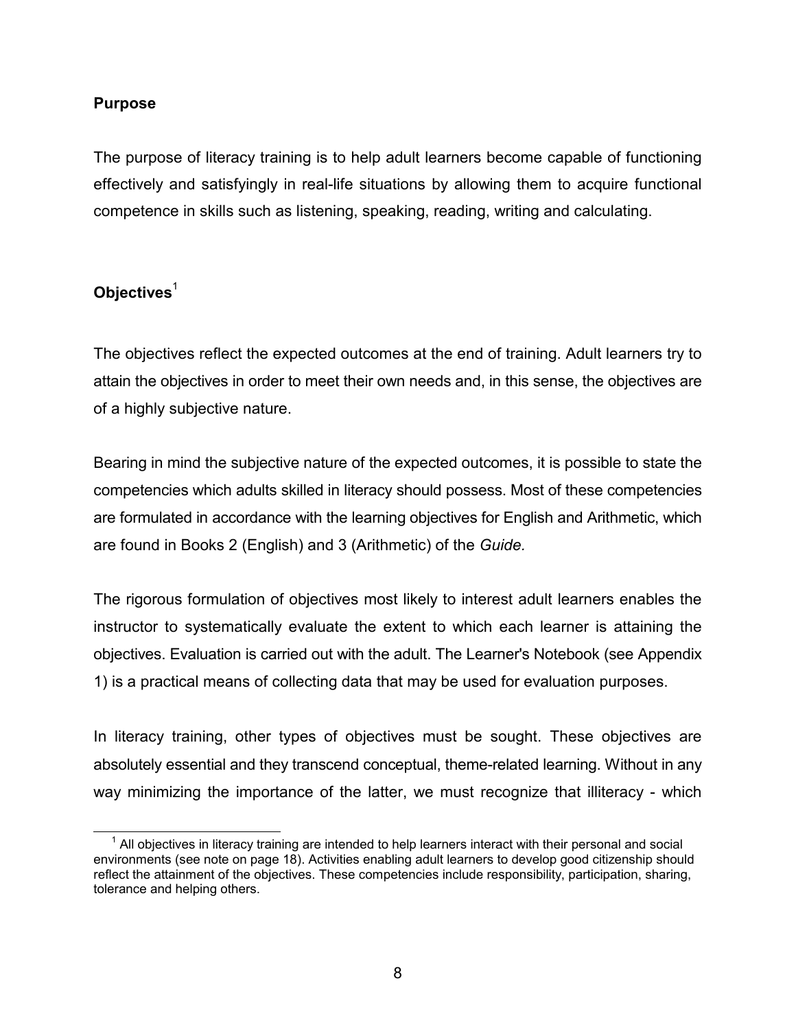**Purpose**

The purpose of literacy training is to help adult learners become capable of functioning effectively and satisfyingly in real-life situations by allowing them to acquire functional competence in skills such as listening, speaking, reading, writing and calculating.

**Objectives**[1]

The objectives reflect the expected outcomes at the end of training. Adult learners try to attain the objectives in order to meet their own needs and, in this sense, the objectives are of a highly subjective nature.

Bearing in mind the subjective nature of the expected outcomes, it is possible to state the competencies which adults skilled in literacy should possess. Most of these competencies are formulated in accordance with the learning objectives for English and Arithmetic, which are found in Books 2 (English) and 3 (Arithmetic) of the *Guide*.

The rigorous formulation of objectives most likely to interest adult learners enables the instructor to systematically evaluate the extent to which each learner is attaining the objectives. Evaluation is carried out with the adult. The Learner's Notebook (see Appendix 1) is a practical means of collecting data that may be used for evaluation purposes.

In literacy training, other types of objectives must be sought. These objectives are absolutely essential and they transcend conceptual, theme-related learning. Without in any way minimizing the importance of the latter, we must recognize that illiteracy - which

[1] All objectives in literacy training are intended to help learners interact with their personal and social environments (see note on page 18). Activities enabling adult learners to develop good citizenship should reflect the attainment of the objectives. These competencies include responsibility, participation, sharing, tolerance and helping others.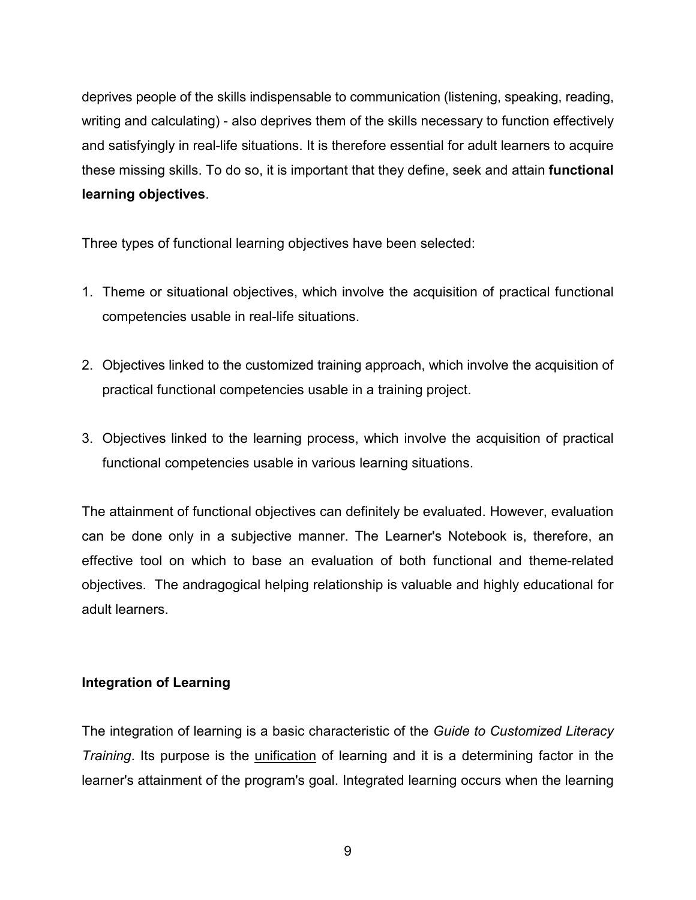deprives people of the skills indispensable to communication (listening, speaking, reading, writing and calculating) - also deprives them of the skills necessary to function effectively and satisfyingly in real-life situations. It is therefore essential for adult learners to acquire these missing skills. To do so, it is important that they define, seek and attain **functional learning objectives**.

Three types of functional learning objectives have been selected:

1. Theme or situational objectives, which involve the acquisition of practical functional competencies usable in real-life situations.

2. Objectives linked to the customized training approach, which involve the acquisition of practical functional competencies usable in a training project.

3. Objectives linked to the learning process, which involve the acquisition of practical functional competencies usable in various learning situations.

The attainment of functional objectives can definitely be evaluated. However, evaluation can be done only in a subjective manner. The Learner's Notebook is, therefore, an effective tool on which to base an evaluation of both functional and theme-related objectives. The andragogical helping relationship is valuable and highly educational for adult learners.

**Integration of Learning**

The integration of learning is a basic characteristic of the *Guide to Customized Literacy Training*. Its purpose is the unification of learning and it is a determining factor in the learner's attainment of the program's goal. Integrated learning occurs when the learning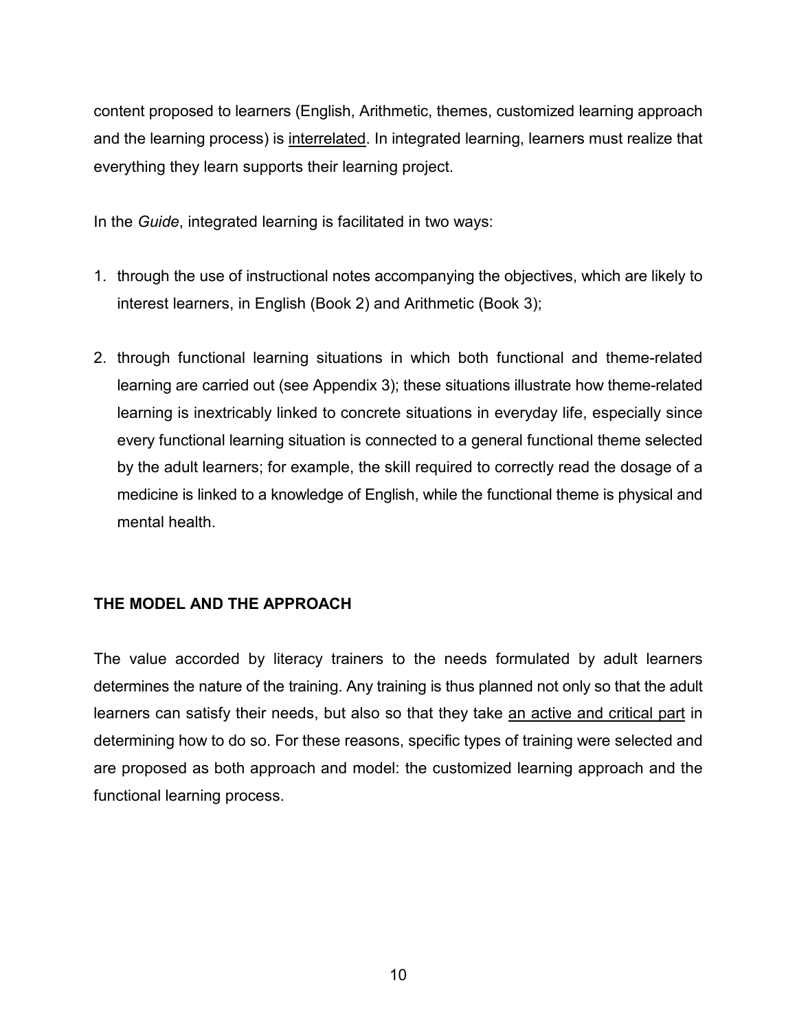content proposed to learners (English, Arithmetic, themes, customized learning approach and the learning process) is <u>interrelated</u>. In integrated learning, learners must realize that everything they learn supports their learning project.

In the *Guide*, integrated learning is facilitated in two ways:

1. through the use of instructional notes accompanying the objectives, which are likely to interest learners, in English (Book 2) and Arithmetic (Book 3);

2. through functional learning situations in which both functional and theme-related learning are carried out (see Appendix 3); these situations illustrate how theme-related learning is inextricably linked to concrete situations in everyday life, especially since every functional learning situation is connected to a general functional theme selected by the adult learners; for example, the skill required to correctly read the dosage of a medicine is linked to a knowledge of English, while the functional theme is physical and mental health.

**THE MODEL AND THE APPROACH**

The value accorded by literacy trainers to the needs formulated by adult learners determines the nature of the training. Any training is thus planned not only so that the adult learners can satisfy their needs, but also so that they take <u>an active and critical part</u> in determining how to do so. For these reasons, specific types of training were selected and are proposed as both approach and model: the customized learning approach and the functional learning process.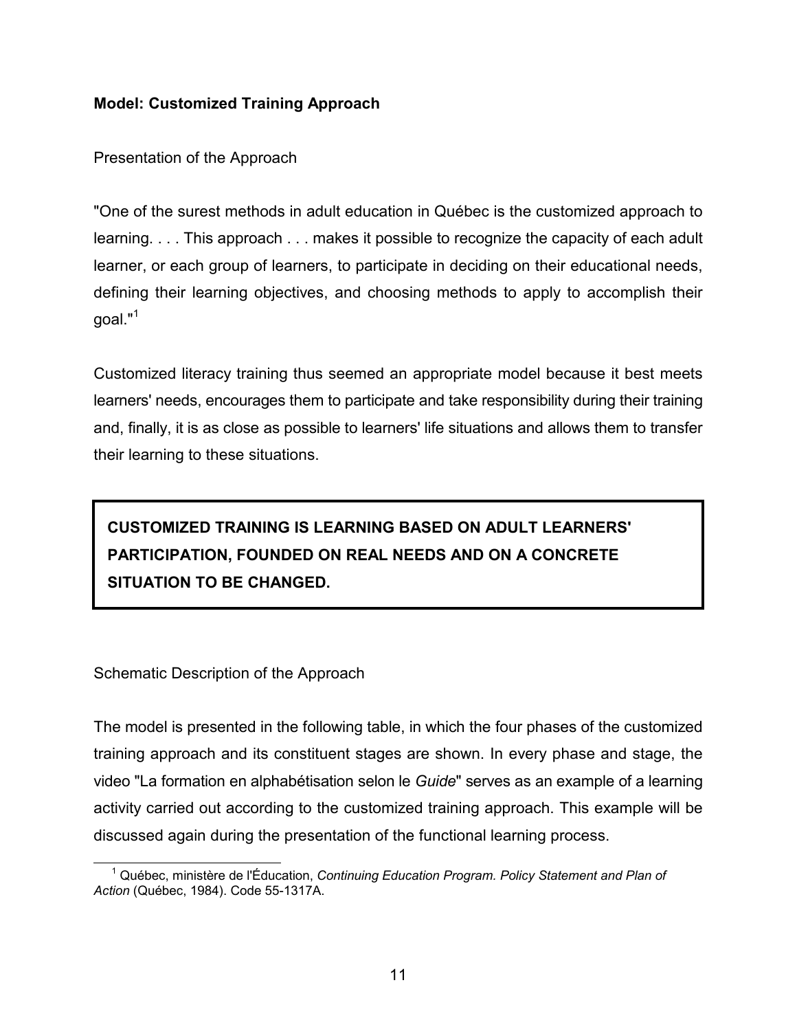**Model: Customized Training Approach**

Presentation of the Approach

"One of the surest methods in adult education in Québec is the customized approach to learning. . . . This approach . . . makes it possible to recognize the capacity of each adult learner, or each group of learners, to participate in deciding on their educational needs, defining their learning objectives, and choosing methods to apply to accomplish their goal."[1]

Customized literacy training thus seemed an appropriate model because it best meets learners' needs, encourages them to participate and take responsibility during their training and, finally, it is as close as possible to learners' life situations and allows them to transfer their learning to these situations.

> **CUSTOMIZED TRAINING IS LEARNING BASED ON ADULT LEARNERS' PARTICIPATION, FOUNDED ON REAL NEEDS AND ON A CONCRETE SITUATION TO BE CHANGED.**

Schematic Description of the Approach

The model is presented in the following table, in which the four phases of the customized training approach and its constituent stages are shown. In every phase and stage, the video "La formation en alphabétisation selon le *Guide*" serves as an example of a learning activity carried out according to the customized training approach. This example will be discussed again during the presentation of the functional learning process.

---

[1] Québec, ministère de l'Éducation, *Continuing Education Program. Policy Statement and Plan of Action* (Québec, 1984). Code 55-1317A.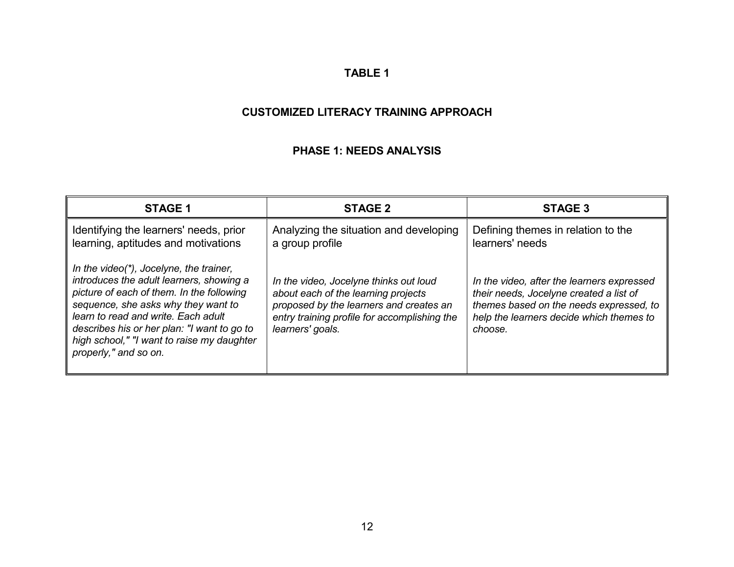**TABLE 1**

**CUSTOMIZED LITERACY TRAINING APPROACH**

**PHASE 1: NEEDS ANALYSIS**

| STAGE 1 | STAGE 2 | STAGE 3 |
|---|---|---|
| Identifying the learners' needs, prior learning, aptitudes and motivations<br><br>*In the video(*), Jocelyne, the trainer, introduces the adult learners, showing a picture of each of them. In the following sequence, she asks why they want to learn to read and write. Each adult describes his or her plan: "I want to go to high school," "I want to raise my daughter properly," and so on.* | Analyzing the situation and developing a group profile<br><br>*In the video, Jocelyne thinks out loud about each of the learning projects proposed by the learners and creates an entry training profile for accomplishing the learners' goals.* | Defining themes in relation to the learners' needs<br><br>*In the video, after the learners expressed their needs, Jocelyne created a list of themes based on the needs expressed, to help the learners decide which themes to choose.* |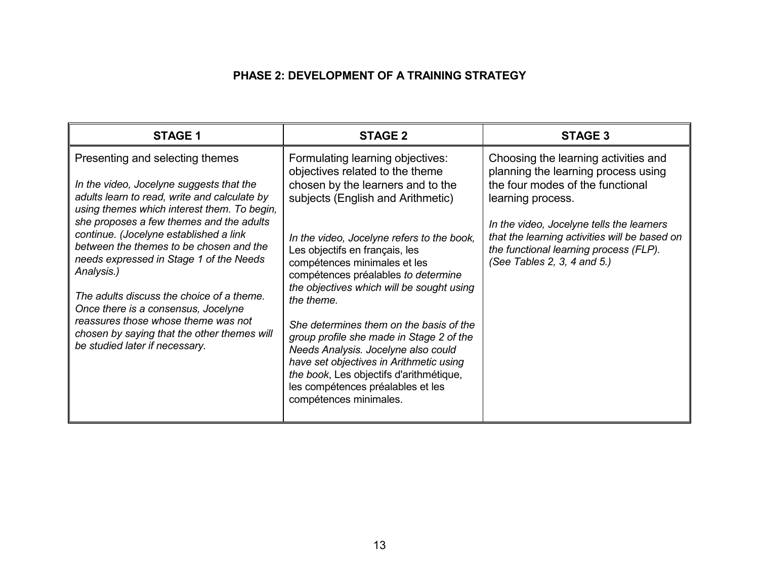## PHASE 2: DEVELOPMENT OF A TRAINING STRATEGY

| STAGE 1 | STAGE 2 | STAGE 3 |
|---|---|---|
| Presenting and selecting themes<br><br>*In the video, Jocelyne suggests that the adults learn to read, write and calculate by using themes which interest them. To begin, she proposes a few themes and the adults continue. (Jocelyne established a link between the themes to be chosen and the needs expressed in Stage 1 of the Needs Analysis.)*<br><br>*The adults discuss the choice of a theme. Once there is a consensus, Jocelyne reassures those whose theme was not chosen by saying that the other themes will be studied later if necessary.* | Formulating learning objectives: objectives related to the theme chosen by the learners and to the subjects (English and Arithmetic)<br><br>*In the video, Jocelyne refers to the book,* Les objectifs en français, les compétences minimales et les compétences préalables *to determine the objectives which will be sought using the theme.*<br><br>*She determines them on the basis of the group profile she made in Stage 2 of the Needs Analysis. Jocelyne also could have set objectives in Arithmetic using the book*, Les objectifs d'arithmétique, les compétences préalables et les compétences minimales. | Choosing the learning activities and planning the learning process using the four modes of the functional learning process.<br><br>*In the video, Jocelyne tells the learners that the learning activities will be based on the functional learning process (FLP). (See Tables 2, 3, 4 and 5.)* |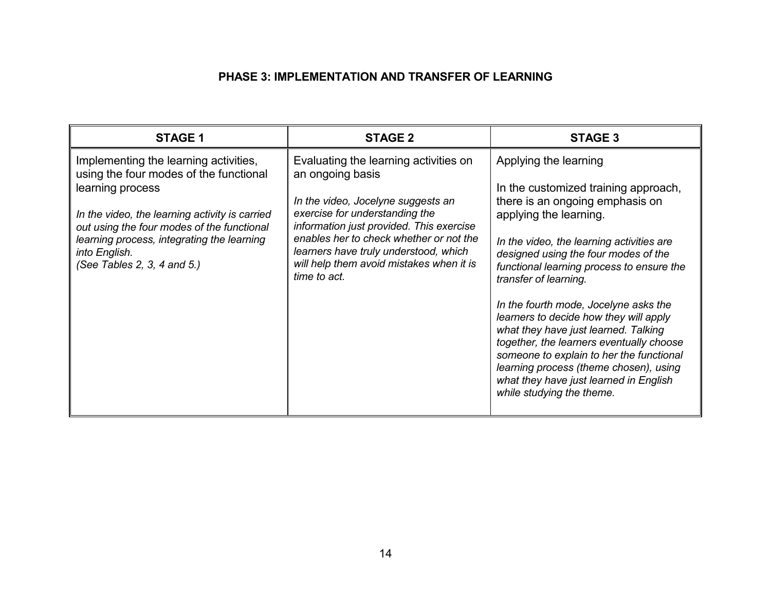**PHASE 3: IMPLEMENTATION AND TRANSFER OF LEARNING**

| STAGE 1 | STAGE 2 | STAGE 3 |
|---|---|---|
| Implementing the learning activities, using the four modes of the functional learning process<br><br>*In the video, the learning activity is carried out using the four modes of the functional learning process, integrating the learning into English.*<br>*(See Tables 2, 3, 4 and 5.)* | Evaluating the learning activities on an ongoing basis<br><br>*In the video, Jocelyne suggests an exercise for understanding the information just provided. This exercise enables her to check whether or not the learners have truly understood, which will help them avoid mistakes when it is time to act.* | Applying the learning<br><br>In the customized training approach, there is an ongoing emphasis on applying the learning.<br><br>*In the video, the learning activities are designed using the four modes of the functional learning process to ensure the transfer of learning.*<br><br>*In the fourth mode, Jocelyne asks the learners to decide how they will apply what they have just learned. Talking together, the learners eventually choose someone to explain to her the functional learning process (theme chosen), using what they have just learned in English while studying the theme.* |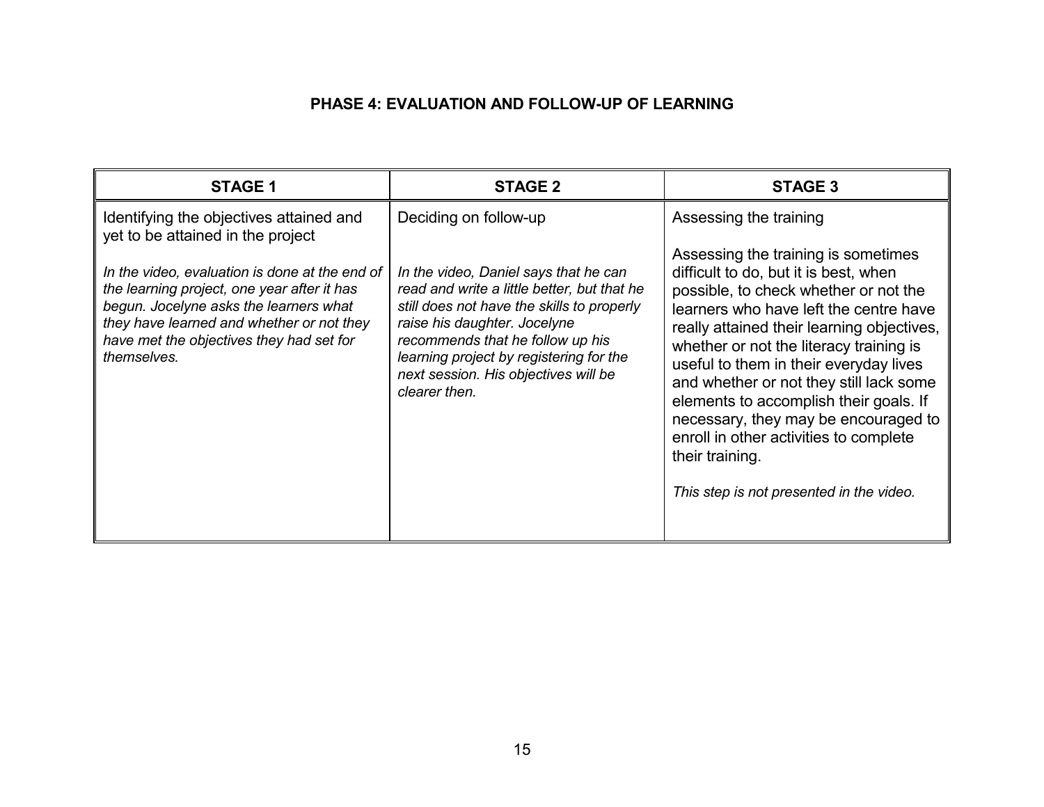## PHASE 4: EVALUATION AND FOLLOW-UP OF LEARNING

| STAGE 1 | STAGE 2 | STAGE 3 |
|---|---|---|
| Identifying the objectives attained and yet to be attained in the project<br><br>*In the video, evaluation is done at the end of the learning project, one year after it has begun. Jocelyne asks the learners what they have learned and whether or not they have met the objectives they had set for themselves.* | Deciding on follow-up<br><br>*In the video, Daniel says that he can read and write a little better, but that he still does not have the skills to properly raise his daughter. Jocelyne recommends that he follow up his learning project by registering for the next session. His objectives will be clearer then.* | Assessing the training<br><br>Assessing the training is sometimes difficult to do, but it is best, when possible, to check whether or not the learners who have left the centre have really attained their learning objectives, whether or not the literacy training is useful to them in their everyday lives and whether or not they still lack some elements to accomplish their goals. If necessary, they may be encouraged to enroll in other activities to complete their training.<br><br>*This step is not presented in the video.* |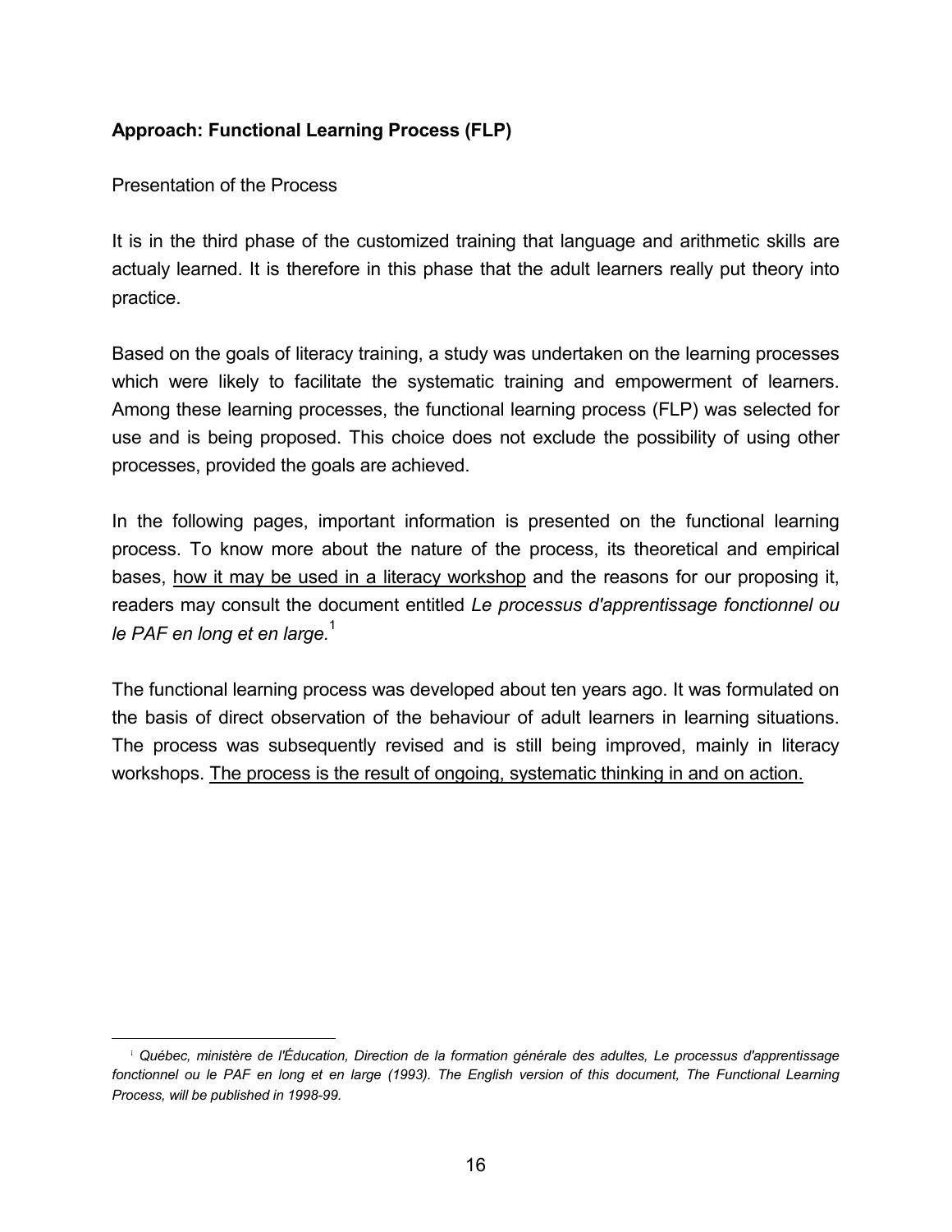**Approach: Functional Learning Process (FLP)**

Presentation of the Process

It is in the third phase of the customized training that language and arithmetic skills are actualy learned. It is therefore in this phase that the adult learners really put theory into practice.

Based on the goals of literacy training, a study was undertaken on the learning processes which were likely to facilitate the systematic training and empowerment of learners. Among these learning processes, the functional learning process (FLP) was selected for use and is being proposed. This choice does not exclude the possibility of using other processes, provided the goals are achieved.

In the following pages, important information is presented on the functional learning process. To know more about the nature of the process, its theoretical and empirical bases, <u>how it may be used in a literacy workshop</u> and the reasons for our proposing it, readers may consult the document entitled *Le processus d'apprentissage fonctionnel ou le PAF en long et en large.*[1]

The functional learning process was developed about ten years ago. It was formulated on the basis of direct observation of the behaviour of adult learners in learning situations. The process was subsequently revised and is still being improved, mainly in literacy workshops. <u>The process is the result of ongoing, systematic thinking in and on action.</u>

---

[1] *Québec, ministère de l'Éducation, Direction de la formation générale des adultes, Le processus d'apprentissage fonctionnel ou le PAF en long et en large (1993). The English version of this document, The Functional Learning Process, will be published in 1998-99.*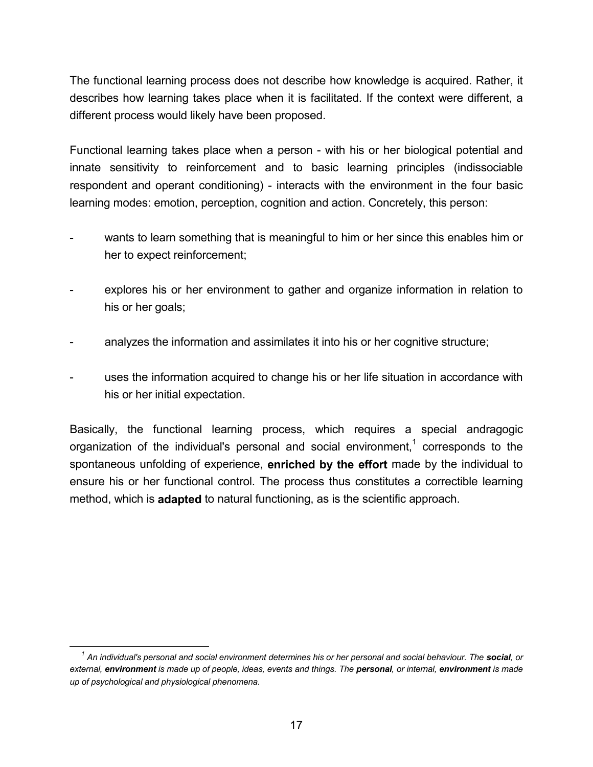The functional learning process does not describe how knowledge is acquired. Rather, it describes how learning takes place when it is facilitated. If the context were different, a different process would likely have been proposed.

Functional learning takes place when a person - with his or her biological potential and innate sensitivity to reinforcement and to basic learning principles (indissociable respondent and operant conditioning) - interacts with the environment in the four basic learning modes: emotion, perception, cognition and action. Concretely, this person:

- wants to learn something that is meaningful to him or her since this enables him or her to expect reinforcement;
- explores his or her environment to gather and organize information in relation to his or her goals;
- analyzes the information and assimilates it into his or her cognitive structure;
- uses the information acquired to change his or her life situation in accordance with his or her initial expectation.

Basically, the functional learning process, which requires a special andragogic organization of the individual's personal and social environment,[1] corresponds to the spontaneous unfolding of experience, **enriched by the effort** made by the individual to ensure his or her functional control. The process thus constitutes a correctible learning method, which is **adapted** to natural functioning, as is the scientific approach.

---

[1] *An individual's personal and social environment determines his or her personal and social behaviour. The **social**, or external, **environment** is made up of people, ideas, events and things. The **personal**, or internal, **environment** is made up of psychological and physiological phenomena.*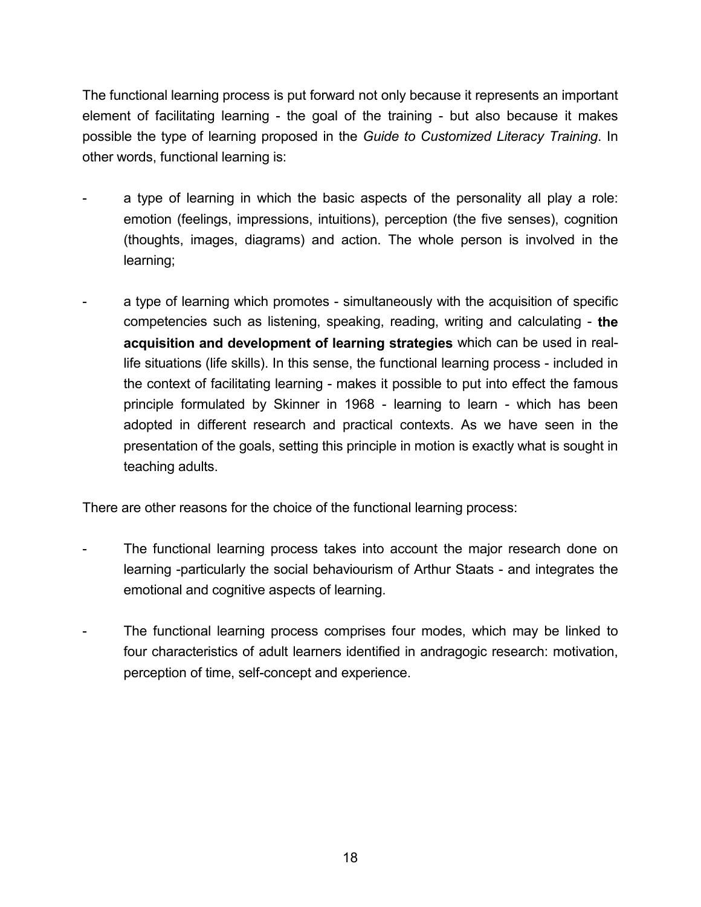The functional learning process is put forward not only because it represents an important element of facilitating learning - the goal of the training - but also because it makes possible the type of learning proposed in the *Guide to Customized Literacy Training*. In other words, functional learning is:

- a type of learning in which the basic aspects of the personality all play a role: emotion (feelings, impressions, intuitions), perception (the five senses), cognition (thoughts, images, diagrams) and action. The whole person is involved in the learning;

- a type of learning which promotes - simultaneously with the acquisition of specific competencies such as listening, speaking, reading, writing and calculating - **the acquisition and development of learning strategies** which can be used in real-life situations (life skills). In this sense, the functional learning process - included in the context of facilitating learning - makes it possible to put into effect the famous principle formulated by Skinner in 1968 - learning to learn - which has been adopted in different research and practical contexts. As we have seen in the presentation of the goals, setting this principle in motion is exactly what is sought in teaching adults.

There are other reasons for the choice of the functional learning process:

- The functional learning process takes into account the major research done on learning -particularly the social behaviourism of Arthur Staats - and integrates the emotional and cognitive aspects of learning.

- The functional learning process comprises four modes, which may be linked to four characteristics of adult learners identified in andragogic research: motivation, perception of time, self-concept and experience.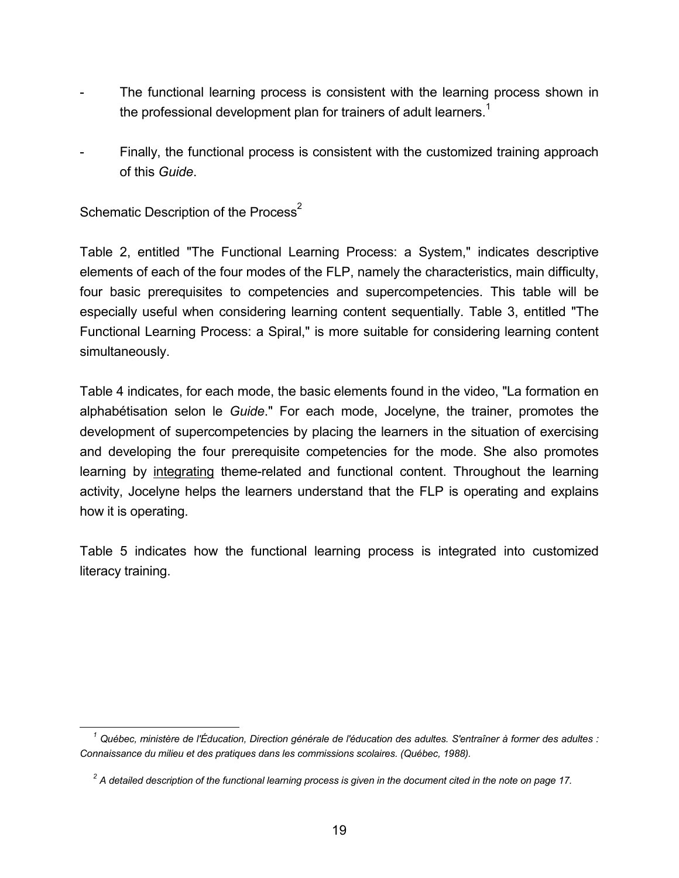- The functional learning process is consistent with the learning process shown in the professional development plan for trainers of adult learners.[1]

- Finally, the functional process is consistent with the customized training approach of this *Guide*.

Schematic Description of the Process[2]

Table 2, entitled "The Functional Learning Process: a System," indicates descriptive elements of each of the four modes of the FLP, namely the characteristics, main difficulty, four basic prerequisites to competencies and supercompetencies. This table will be especially useful when considering learning content sequentially. Table 3, entitled "The Functional Learning Process: a Spiral," is more suitable for considering learning content simultaneously.

Table 4 indicates, for each mode, the basic elements found in the video, "La formation en alphabétisation selon le *Guide*." For each mode, Jocelyne, the trainer, promotes the development of supercompetencies by placing the learners in the situation of exercising and developing the four prerequisite competencies for the mode. She also promotes learning by <u>integrating</u> theme-related and functional content. Throughout the learning activity, Jocelyne helps the learners understand that the FLP is operating and explains how it is operating.

Table 5 indicates how the functional learning process is integrated into customized literacy training.

---

[1] *Québec, ministère de l'Éducation, Direction générale de l'éducation des adultes. S'entraîner à former des adultes : Connaissance du milieu et des pratiques dans les commissions scolaires. (Québec, 1988).*

[2] *A detailed description of the functional learning process is given in the document cited in the note on page 17.*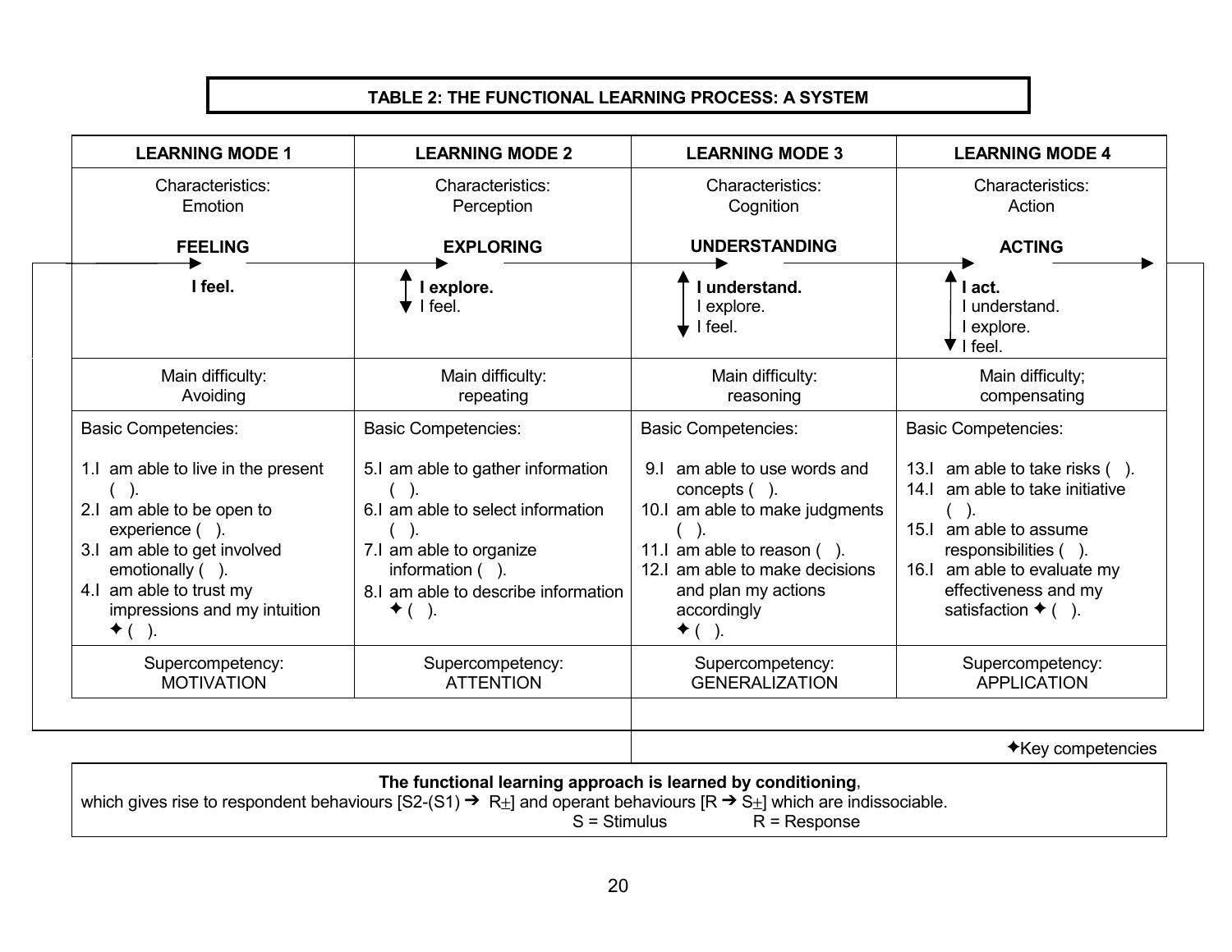**TABLE 2: THE FUNCTIONAL LEARNING PROCESS: A SYSTEM**

| LEARNING MODE 1 | LEARNING MODE 2 | LEARNING MODE 3 | LEARNING MODE 4 |
|---|---|---|---|
| Characteristics: Emotion | Characteristics: Perception | Characteristics: Cognition | Characteristics: Action |
| **FEELING** | **EXPLORING** | **UNDERSTANDING** | **ACTING** |
| **I feel.** | **I explore.** I feel. | **I understand.** I explore. I feel. | **I act.** I understand. I explore. I feel. |
| Main difficulty: Avoiding | Main difficulty: repeating | Main difficulty: reasoning | Main difficulty; compensating |
| Basic Competencies:<br><br>1.I am able to live in the present ( ).<br>2.I am able to be open to experience ( ).<br>3.I am able to get involved emotionally ( ).<br>4.I am able to trust my impressions and my intuition ✦ ( ). | Basic Competencies:<br><br>5.I am able to gather information ( ).<br>6.I am able to select information ( ).<br>7.I am able to organize information ( ).<br>8.I am able to describe information ✦ ( ). | Basic Competencies:<br><br>9.I am able to use words and concepts ( ).<br>10.I am able to make judgments ( ).<br>11.I am able to reason ( ).<br>12.I am able to make decisions and plan my actions accordingly ✦ ( ). | Basic Competencies:<br><br>13.I am able to take risks ( ).<br>14.I am able to take initiative ( ).<br>15.I am able to assume responsibilities ( ).<br>16.I am able to evaluate my effectiveness and my satisfaction ✦ ( ). |
| Supercompetency: MOTIVATION | Supercompetency: ATTENTION | Supercompetency: GENERALIZATION | Supercompetency: APPLICATION |

✦Key competencies

**The functional learning approach is learned by conditioning**, which gives rise to respondent behaviours [S2-(S1) ➔ R±] and operant behaviours [R ➔ S±] which are indissociable.
S = Stimulus R = Response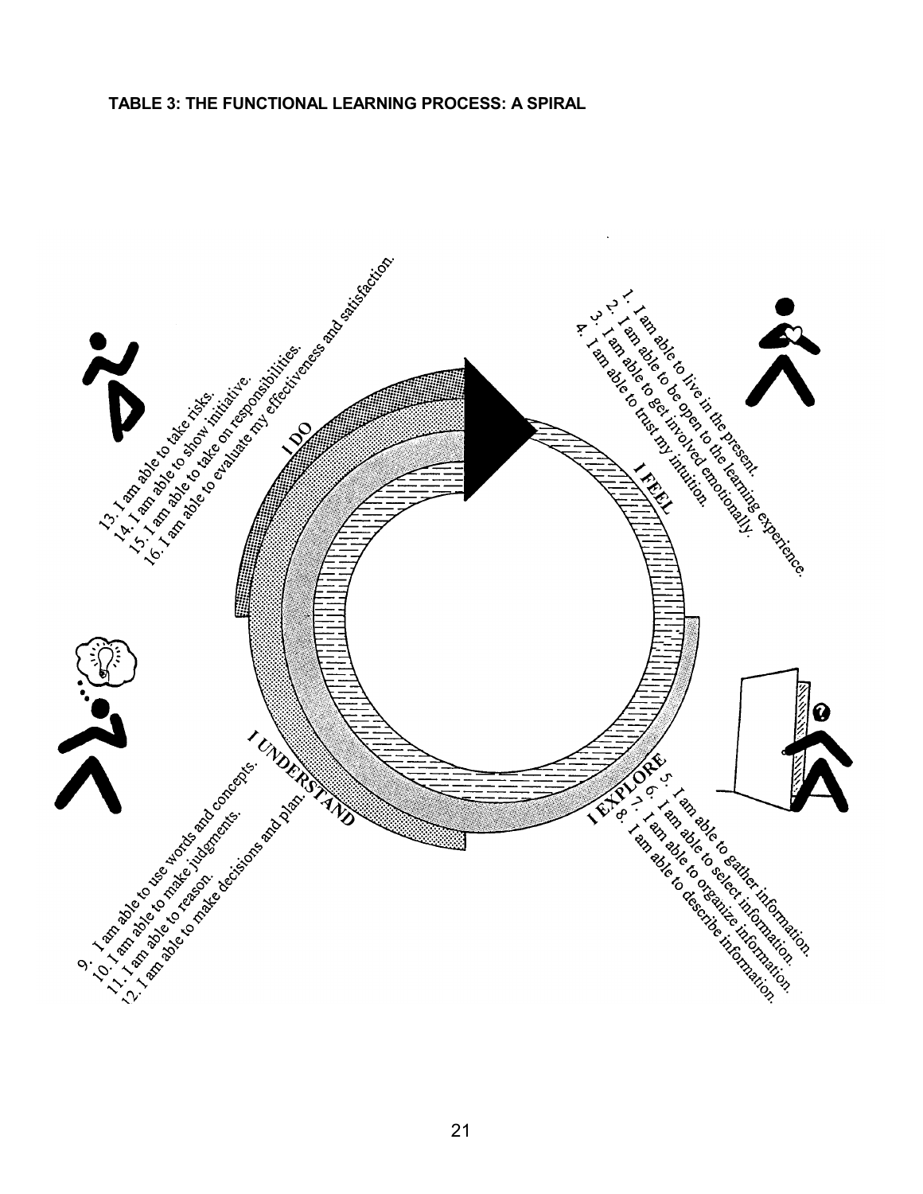**TABLE 3: THE FUNCTIONAL LEARNING PROCESS: A SPIRAL**

**I FEEL**

1. I am able to live in the present.
2. I am able to be open to the learning experience.
3. I am able to get involved emotionally.
4. I am able to trust my intuition.

**I EXPLORE**

5. I am able to gather information.
6. I am able to select information.
7. I am able to organize information.
8. I am able to describe information.

**I UNDERSTAND**

9. I am able to use words and concepts.
10. I am able to make judgments.
11. I am able to reason.
12. I am able to make decisions and plan.

**I DO**

13. I am able to take risks.
14. I am able to show initiative.
15. I am able to take on responsibilities.
16. I am able to evaluate my effectiveness and satisfaction.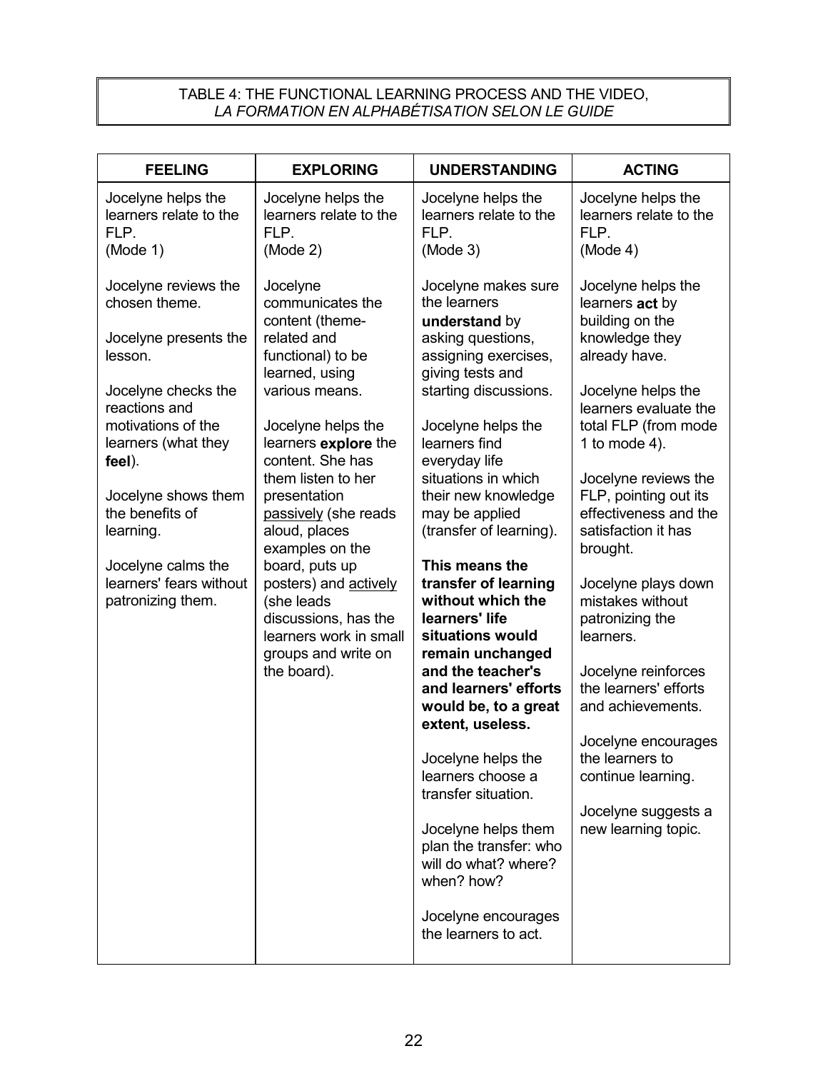TABLE 4: THE FUNCTIONAL LEARNING PROCESS AND THE VIDEO, *LA FORMATION EN ALPHABÉTISATION SELON LE GUIDE*

| FEELING | EXPLORING | UNDERSTANDING | ACTING |
|---|---|---|---|
| Jocelyne helps the learners relate to the FLP. (Mode 1)<br><br>Jocelyne reviews the chosen theme.<br><br>Jocelyne presents the lesson.<br><br>Jocelyne checks the reactions and motivations of the learners (what they **feel**).<br><br>Jocelyne shows them the benefits of learning.<br><br>Jocelyne calms the learners' fears without patronizing them. | Jocelyne helps the learners relate to the FLP. (Mode 2)<br><br>Jocelyne communicates the content (theme-related and functional) to be learned, using various means.<br><br>Jocelyne helps the learners **explore** the content. She has them listen to her presentation passively (she reads aloud, places examples on the board, puts up posters) and actively (she leads discussions, has the learners work in small groups and write on the board). | Jocelyne helps the learners relate to the FLP. (Mode 3)<br><br>Jocelyne makes sure the learners **understand** by asking questions, assigning exercises, giving tests and starting discussions.<br><br>Jocelyne helps the learners find everyday life situations in which their new knowledge may be applied (transfer of learning).<br><br>**This means the transfer of learning without which the learners' life situations would remain unchanged and the teacher's and learners' efforts would be, to a great extent, useless.**<br><br>Jocelyne helps the learners choose a transfer situation.<br><br>Jocelyne helps them plan the transfer: who will do what? where? when? how?<br><br>Jocelyne encourages the learners to act. | Jocelyne helps the learners relate to the FLP. (Mode 4)<br><br>Jocelyne helps the learners **act** by building on the knowledge they already have.<br><br>Jocelyne helps the learners evaluate the total FLP (from mode 1 to mode 4).<br><br>Jocelyne reviews the FLP, pointing out its effectiveness and the satisfaction it has brought.<br><br>Jocelyne plays down mistakes without patronizing the learners.<br><br>Jocelyne reinforces the learners' efforts and achievements.<br><br>Jocelyne encourages the learners to continue learning.<br><br>Jocelyne suggests a new learning topic. |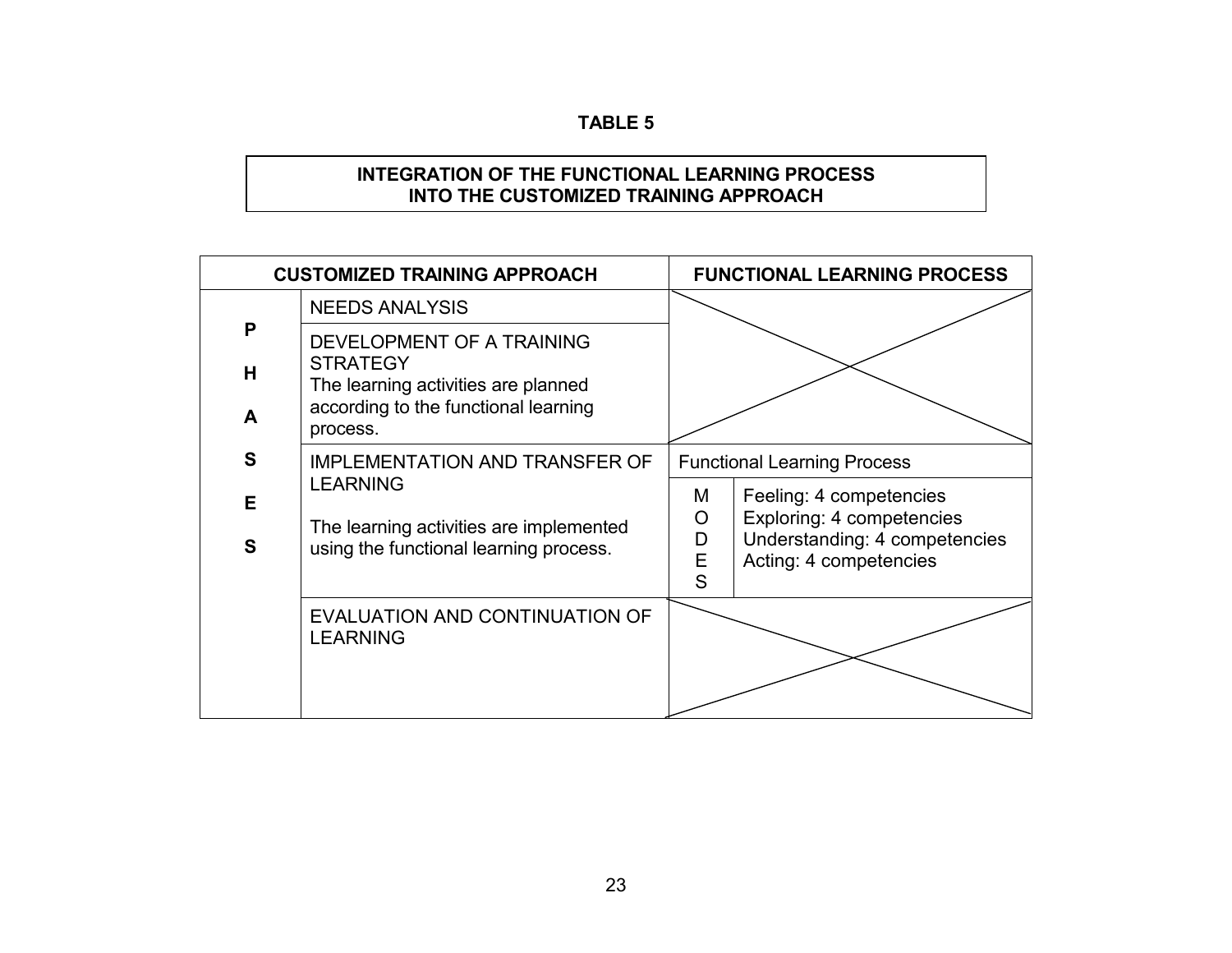**TABLE 5**

**INTEGRATION OF THE FUNCTIONAL LEARNING PROCESS INTO THE CUSTOMIZED TRAINING APPROACH**

| **CUSTOMIZED TRAINING APPROACH** | | **FUNCTIONAL LEARNING PROCESS** | |
|---|---|---|---|
| **PHASES** | NEEDS ANALYSIS | | |
| | DEVELOPMENT OF A TRAINING STRATEGY<br>The learning activities are planned according to the functional learning process. | | |
| | IMPLEMENTATION AND TRANSFER OF LEARNING<br><br>The learning activities are implemented using the functional learning process. | Functional Learning Process | |
| | | MODES | Feeling: 4 competencies<br>Exploring: 4 competencies<br>Understanding: 4 competencies<br>Acting: 4 competencies |
| | EVALUATION AND CONTINUATION OF LEARNING | | |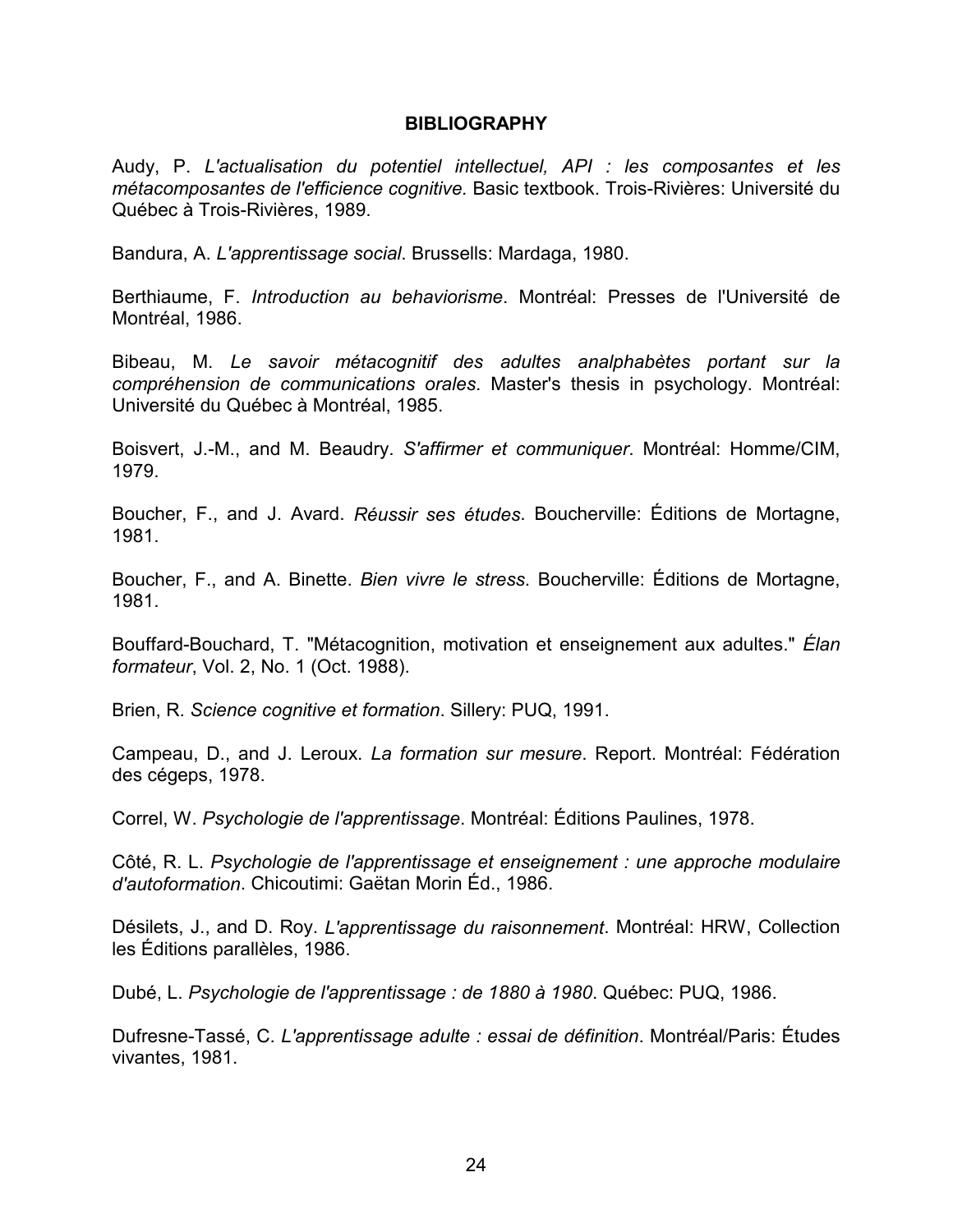**BIBLIOGRAPHY**

Audy, P. *L'actualisation du potentiel intellectuel, API : les composantes et les métacomposantes de l'efficience cognitive.* Basic textbook. Trois-Rivières: Université du Québec à Trois-Rivières, 1989.

Bandura, A. *L'apprentissage social*. Brussells: Mardaga, 1980.

Berthiaume, F. *Introduction au behaviorisme*. Montréal: Presses de l'Université de Montréal, 1986.

Bibeau, M. *Le savoir métacognitif des adultes analphabètes portant sur la compréhension de communications orales*. Master's thesis in psychology. Montréal: Université du Québec à Montréal, 1985.

Boisvert, J.-M., and M. Beaudry. *S'affirmer et communiquer*. Montréal: Homme/CIM, 1979.

Boucher, F., and J. Avard. *Réussir ses études*. Boucherville: Éditions de Mortagne, 1981.

Boucher, F., and A. Binette. *Bien vivre le stress*. Boucherville: Éditions de Mortagne, 1981.

Bouffard-Bouchard, T. "Métacognition, motivation et enseignement aux adultes." *Élan formateur*, Vol. 2, No. 1 (Oct. 1988).

Brien, R. *Science cognitive et formation*. Sillery: PUQ, 1991.

Campeau, D., and J. Leroux. *La formation sur mesure*. Report. Montréal: Fédération des cégeps, 1978.

Correl, W. *Psychologie de l'apprentissage*. Montréal: Éditions Paulines, 1978.

Côté, R. L. *Psychologie de l'apprentissage et enseignement : une approche modulaire d'autoformation*. Chicoutimi: Gaëtan Morin Éd., 1986.

Désilets, J., and D. Roy. *L'apprentissage du raisonnement*. Montréal: HRW, Collection les Éditions parallèles, 1986.

Dubé, L. *Psychologie de l'apprentissage : de 1880 à 1980*. Québec: PUQ, 1986.

Dufresne-Tassé, C. *L'apprentissage adulte : essai de définition*. Montréal/Paris: Études vivantes, 1981.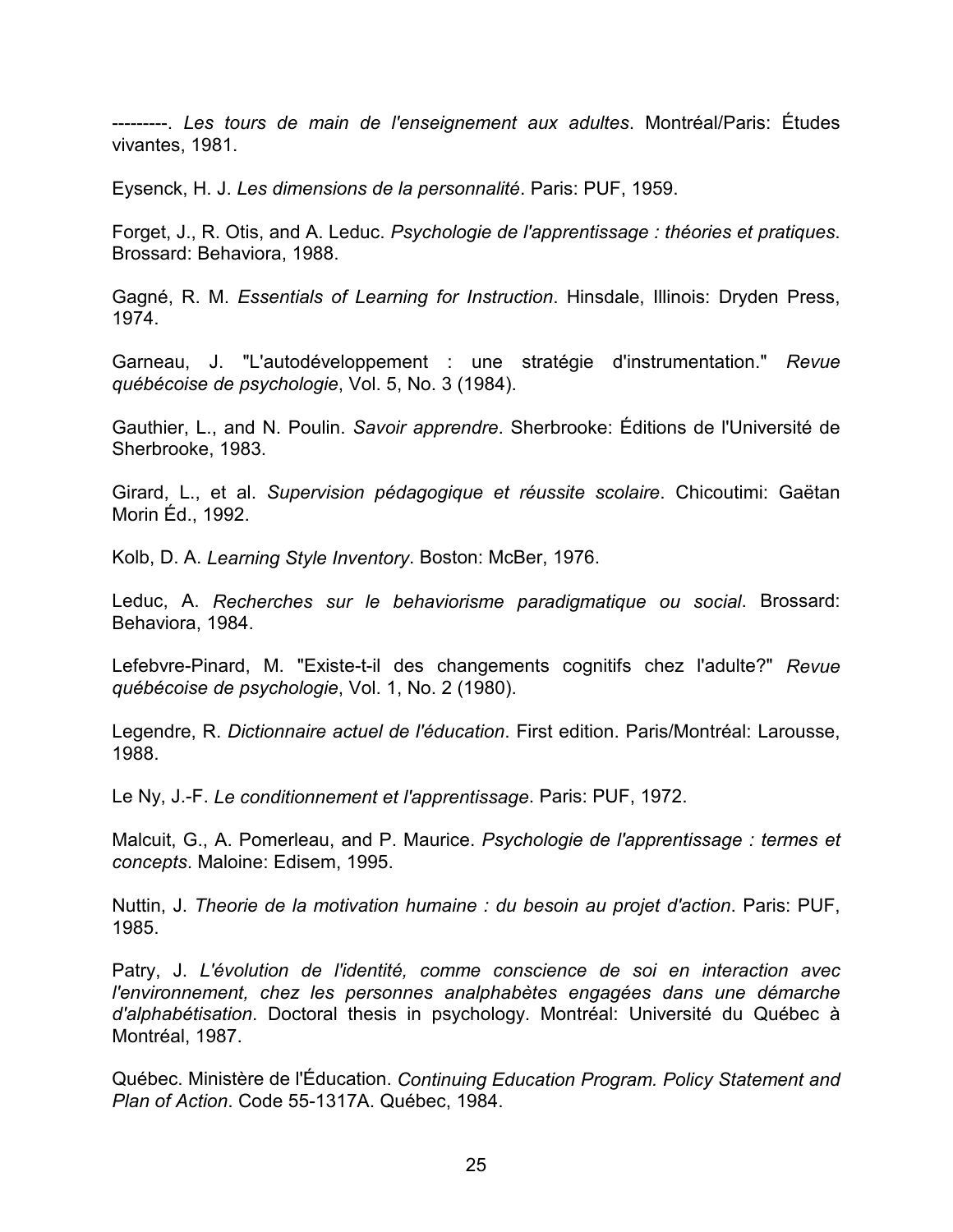---------. *Les tours de main de l'enseignement aux adultes*. Montréal/Paris: Études vivantes, 1981.

Eysenck, H. J. *Les dimensions de la personnalité*. Paris: PUF, 1959.

Forget, J., R. Otis, and A. Leduc. *Psychologie de l'apprentissage : théories et pratiques*. Brossard: Behaviora, 1988.

Gagné, R. M. *Essentials of Learning for Instruction*. Hinsdale, Illinois: Dryden Press, 1974.

Garneau, J. "L'autodéveloppement : une stratégie d'instrumentation." *Revue québécoise de psychologie*, Vol. 5, No. 3 (1984).

Gauthier, L., and N. Poulin. *Savoir apprendre*. Sherbrooke: Éditions de l'Université de Sherbrooke, 1983.

Girard, L., et al. *Supervision pédagogique et réussite scolaire*. Chicoutimi: Gaëtan Morin Éd., 1992.

Kolb, D. A. *Learning Style Inventory*. Boston: McBer, 1976.

Leduc, A. *Recherches sur le behaviorisme paradigmatique ou social*. Brossard: Behaviora, 1984.

Lefebvre-Pinard, M. "Existe-t-il des changements cognitifs chez l'adulte?" *Revue québécoise de psychologie*, Vol. 1, No. 2 (1980).

Legendre, R. *Dictionnaire actuel de l'éducation*. First edition. Paris/Montréal: Larousse, 1988.

Le Ny, J.-F. *Le conditionnement et l'apprentissage*. Paris: PUF, 1972.

Malcuit, G., A. Pomerleau, and P. Maurice. *Psychologie de l'apprentissage : termes et concepts*. Maloine: Edisem, 1995.

Nuttin, J. *Theorie de la motivation humaine : du besoin au projet d'action*. Paris: PUF, 1985.

Patry, J. *L'évolution de l'identité, comme conscience de soi en interaction avec l'environnement, chez les personnes analphabètes engagées dans une démarche d'alphabétisation*. Doctoral thesis in psychology. Montréal: Université du Québec à Montréal, 1987.

Québec. Ministère de l'Éducation. *Continuing Education Program. Policy Statement and Plan of Action*. Code 55-1317A. Québec, 1984.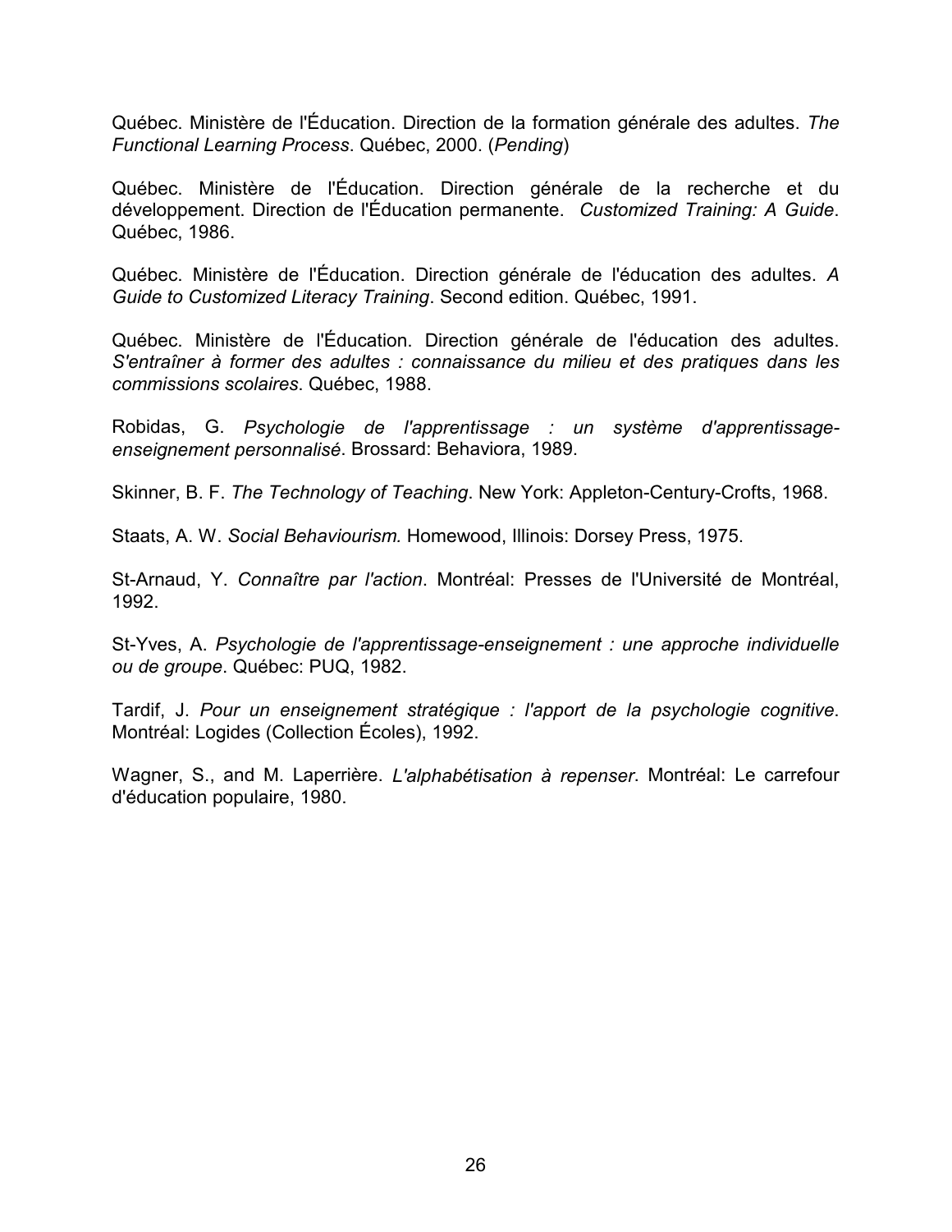Québec. Ministère de l'Éducation. Direction de la formation générale des adultes. *The Functional Learning Process*. Québec, 2000. (*Pending*)

Québec. Ministère de l'Éducation. Direction générale de la recherche et du développement. Direction de l'Éducation permanente. *Customized Training: A Guide*. Québec, 1986.

Québec. Ministère de l'Éducation. Direction générale de l'éducation des adultes. *A Guide to Customized Literacy Training*. Second edition. Québec, 1991.

Québec. Ministère de l'Éducation. Direction générale de l'éducation des adultes. *S'entraîner à former des adultes : connaissance du milieu et des pratiques dans les commissions scolaires*. Québec, 1988.

Robidas, G. *Psychologie de l'apprentissage : un système d'apprentissage-enseignement personnalisé*. Brossard: Behaviora, 1989.

Skinner, B. F. *The Technology of Teaching*. New York: Appleton-Century-Crofts, 1968.

Staats, A. W. *Social Behaviourism.* Homewood, Illinois: Dorsey Press, 1975.

St-Arnaud, Y. *Connaître par l'action*. Montréal: Presses de l'Université de Montréal, 1992.

St-Yves, A. *Psychologie de l'apprentissage-enseignement : une approche individuelle ou de groupe*. Québec: PUQ, 1982.

Tardif, J. *Pour un enseignement stratégique : l'apport de la psychologie cognitive*. Montréal: Logides (Collection Écoles), 1992.

Wagner, S., and M. Laperrière. *L'alphabétisation à repenser*. Montréal: Le carrefour d'éducation populaire, 1980.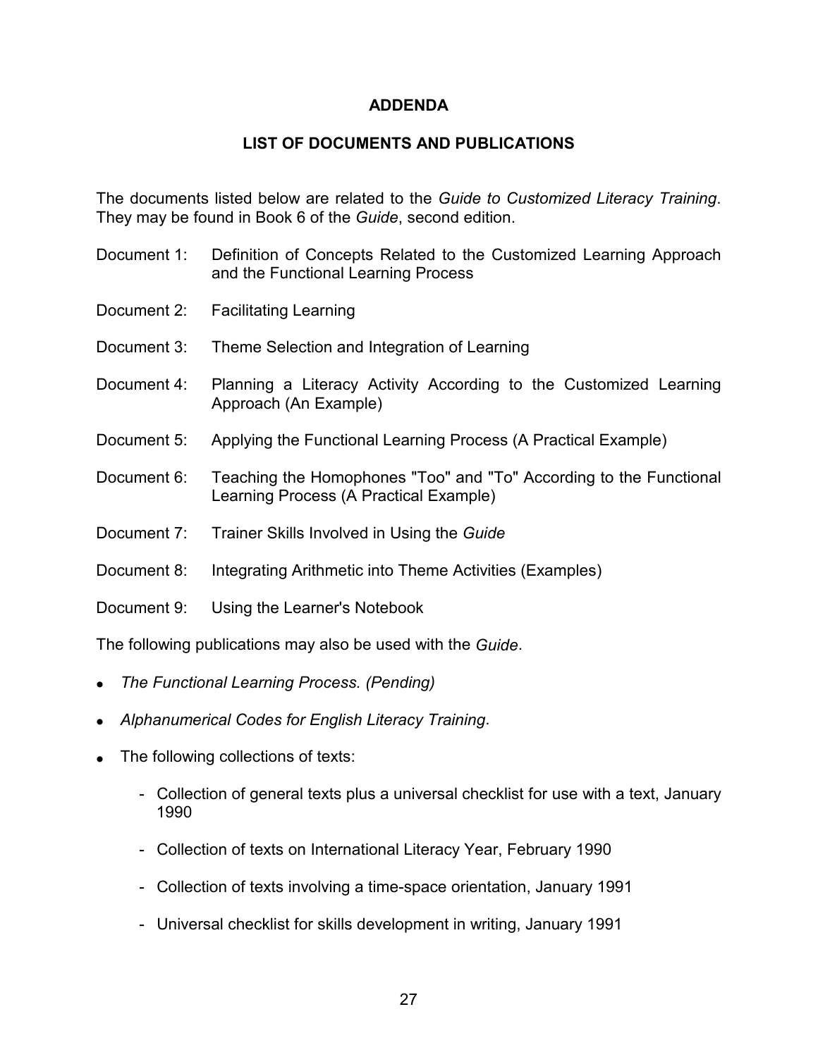## ADDENDA

## LIST OF DOCUMENTS AND PUBLICATIONS

The documents listed below are related to the *Guide to Customized Literacy Training*. They may be found in Book 6 of the *Guide*, second edition.

Document 1: Definition of Concepts Related to the Customized Learning Approach and the Functional Learning Process

Document 2: Facilitating Learning

Document 3: Theme Selection and Integration of Learning

Document 4: Planning a Literacy Activity According to the Customized Learning Approach (An Example)

Document 5: Applying the Functional Learning Process (A Practical Example)

Document 6: Teaching the Homophones "Too" and "To" According to the Functional Learning Process (A Practical Example)

Document 7: Trainer Skills Involved in Using the *Guide*

Document 8: Integrating Arithmetic into Theme Activities (Examples)

Document 9: Using the Learner's Notebook

The following publications may also be used with the *Guide*.

- *The Functional Learning Process. (Pending)*
- *Alphanumerical Codes for English Literacy Training*.
- The following collections of texts:
  - Collection of general texts plus a universal checklist for use with a text, January 1990
  - Collection of texts on International Literacy Year, February 1990
  - Collection of texts involving a time-space orientation, January 1991
  - Universal checklist for skills development in writing, January 1991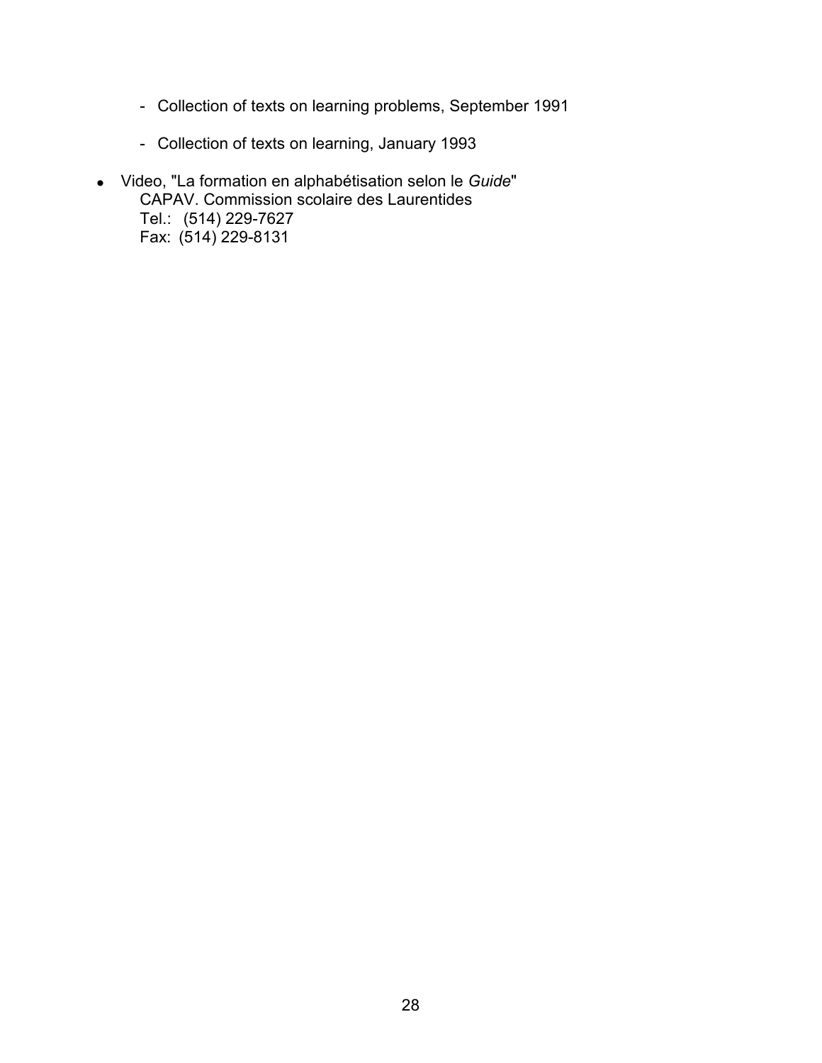- Collection of texts on learning problems, September 1991

  - Collection of texts on learning, January 1993

- Video, "La formation en alphabétisation selon le *Guide*"
  CAPAV. Commission scolaire des Laurentides
  Tel.: (514) 229-7627
  Fax: (514) 229-8131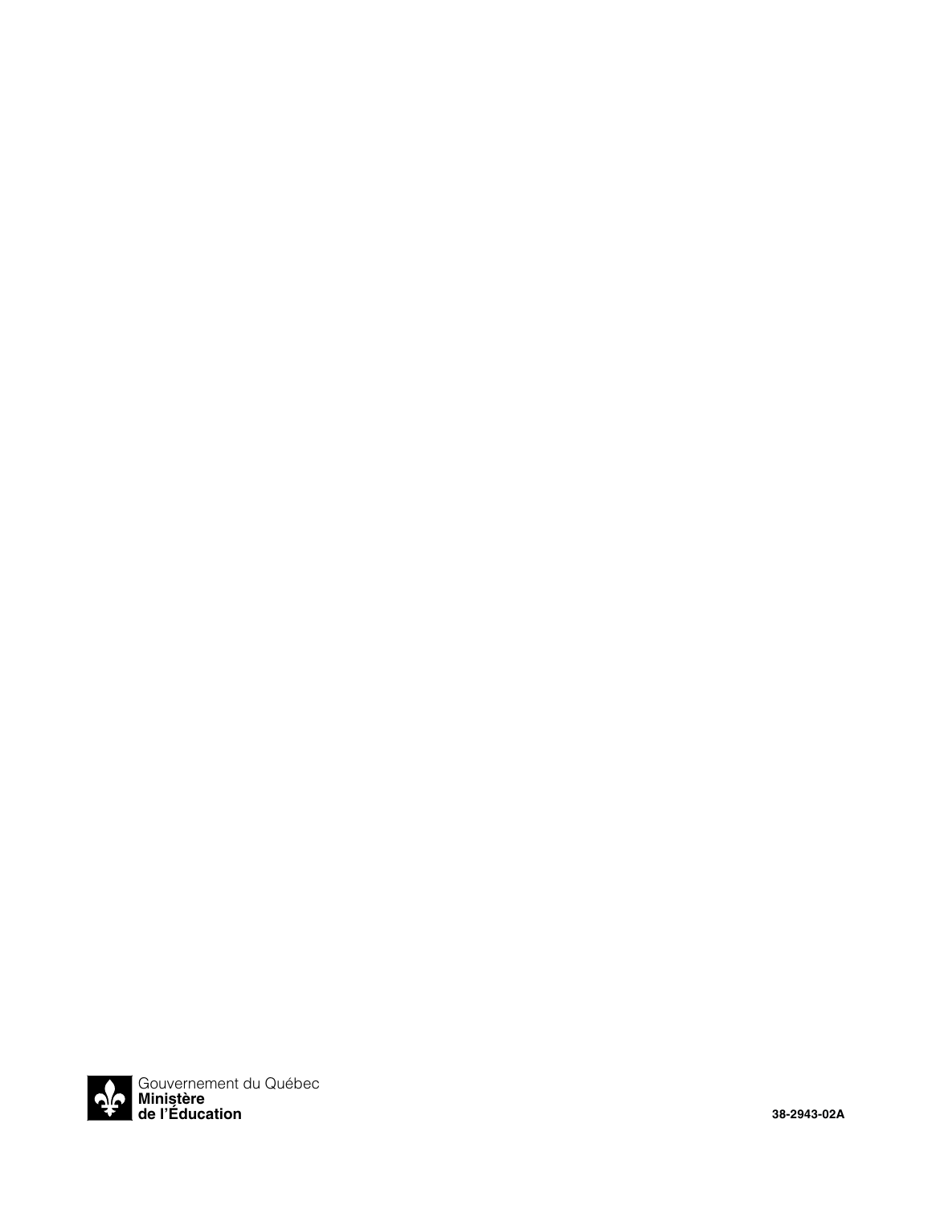Gouvernement du Québec
**Ministère de l'Éducation**

**38-2943-02A**